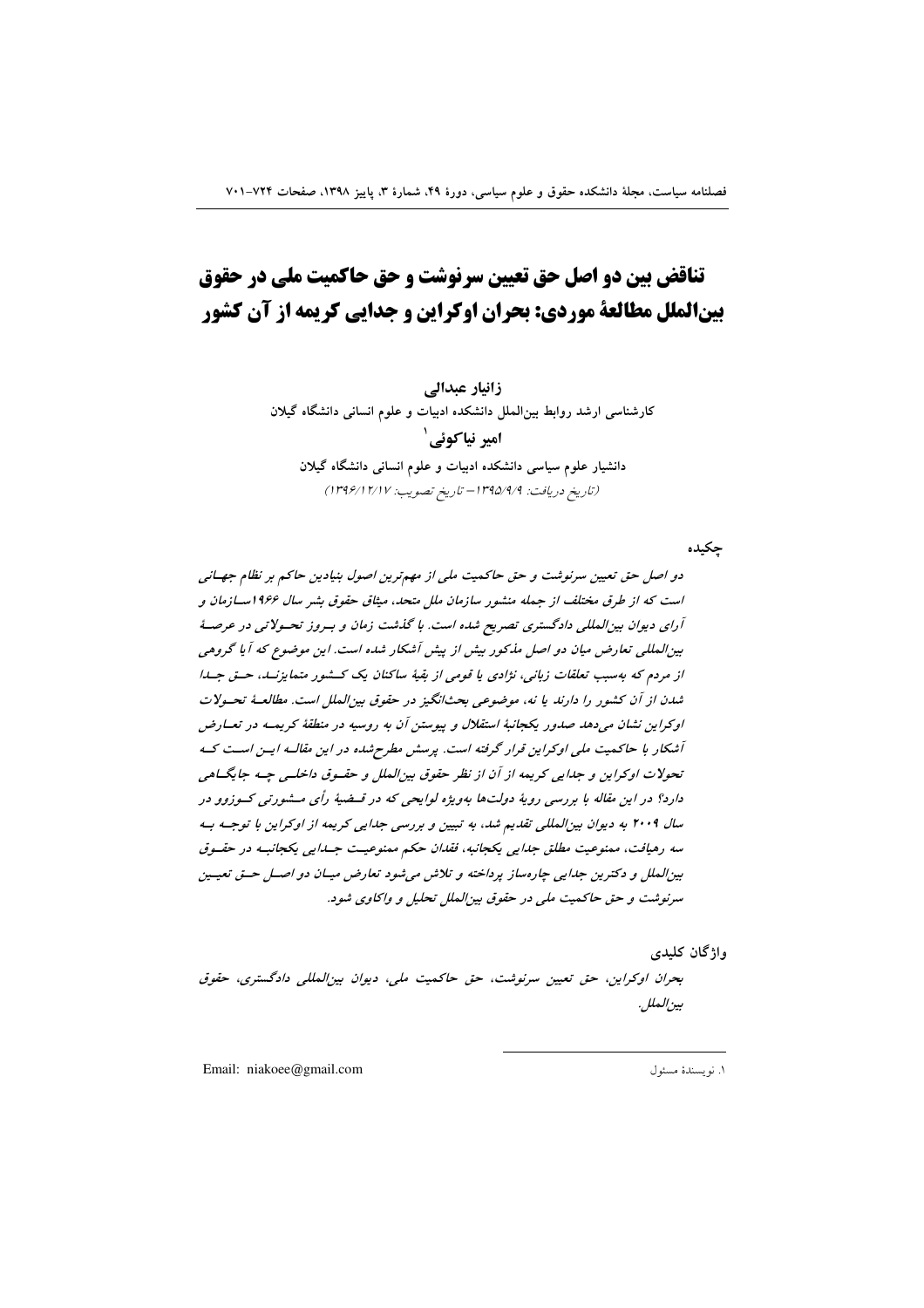# تناقض بین دو اصل حق تعیین سرنوشت و حق حاکمیت ملی در حقوق بین‌الملل مطالعهٔ موردی: بحران اوکراین و جدایی کریمه از آن کشور

**زانیار عبدالی**

کارشناسی ارشد روابط بین‌الملل دانشکده ادبیات و علوم انسانی دانشگاه گیلان

**امیر نیاکوئی**[1]

دانشیار علوم سیاسی دانشکده ادبیات و علوم انسانی دانشگاه گیلان

(تاریخ دریافت: ۱۳۹۵/۹/۹ – تاریخ تصویب: ۱۳۹۶/۱۲/۱۷)

## چکیده

*دو اصل حق تعیین سرنوشت و حق حاکمیت ملی از مهم‌ترین اصول بنیادین حاکم بر نظام جهانی است که از طرق مختلف از جمله منشور سازمان ملل متحد، میثاق حقوق بشر سال ۱۹۶۶سازمان و آرای دیوان بین‌المللی دادگستری تصریح شده است. با گذشت زمان و بروز تحولاتی در عرصهٔ بین‌المللی تعارض میان دو اصل مذکور بیش از پیش آشکار شده است. این موضوع که آیا گروهی از مردم که به‌سبب تعلقات زبانی، نژادی یا قومی از بقیهٔ ساکنان یک کشور متمایزند، حق جدا شدن از آن کشور را دارند یا نه، موضوعی بحث‌انگیز در حقوق بین‌الملل است. مطالعهٔ تحولات اوکراین نشان می‌دهد صدور یکجانبهٔ استقلال و پیوستن آن به روسیه در منطقهٔ کریمه در تعارض آشکار با حاکمیت ملی اوکراین قرار گرفته است. پرسش مطرح‌شده در این مقاله این است که تحولات اوکراین و جدایی کریمه از آن از نظر حقوق بین‌الملل و حقوق داخلی چه جایگاهی دارد؟ در این مقاله با بررسی رویهٔ دولت‌ها به‌ویژه لوایحی که در قضیهٔ رأی مشورتی کوزوو در سال ۲۰۰۹ به دیوان بین‌المللی تقدیم شد، به تبیین و بررسی جدایی کریمه از اوکراین با توجه به سه رهیافت، ممنوعیت مطلق جدایی یکجانبه، فقدان حکم ممنوعیت جدایی یکجانبه در حقوق بین‌الملل و دکترین جدایی چاره‌ساز پرداخته و تلاش می‌شود تعارض میان دو اصل حق تعیین سرنوشت و حق حاکمیت ملی در حقوق بین‌الملل تحلیل و واکاوی شود.*

## واژگان کلیدی

*بحران اوکراین، حق تعیین سرنوشت، حق حاکمیت ملی، دیوان بین‌المللی دادگستری، حقوق بین‌الملل.*

---

[1] نویسندهٔ مسئول — Email: niakoee@gmail.com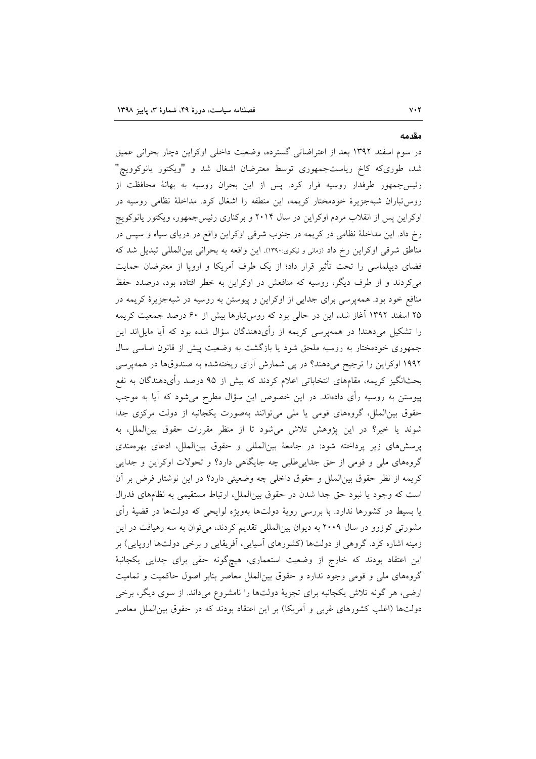## مقدمه

در سوم اسفند ۱۳۹۲ بعد از اعتراضاتی گسترده، وضعیت داخلی اوکراین دچار بحرانی عمیق شد، طوری‌که کاخ ریاست‌جمهوری توسط معترضان اشغال شد و "ویکتور یانوکوویچ" رئیس‌جمهور طرفدار روسیه فرار کرد. پس از این بحران روسیه به بهانهٔ محافظت از روس‌تباران شبه‌جزیرهٔ خودمختار کریمه، این منطقه را اشغال کرد. مداخلهٔ نظامی روسیه در اوکراین پس از انقلاب مردم اوکراین در سال ۲۰۱۴ و برکناری رئیس‌جمهور، ویکتور یانوکویچ رخ داد. این مداخلهٔ نظامی در کریمه در جنوب شرقی اوکراین واقع در دریای سیاه و سپس در مناطق شرقی اوکراین رخ داد (زمانی و نیکوی:۱۳۹۰). این واقعه به بحرانی بین‌المللی تبدیل شد که فضای دیپلماسی را تحت تأثیر قرار داد؛ از یک طرف آمریکا و اروپا از معترضان حمایت می‌کردند و از طرف دیگر، روسیه که منافعش در اوکراین به خطر افتاده بود، درصدد حفظ منافع خود بود. همه‌پرسی برای جدایی از اوکراین و پیوستن به روسیه در شبه‌جزیرهٔ کریمه در ۲۵ اسفند ۱۳۹۲ آغاز شد، این در حالی بود که روس‌تبارها بیش از ۶۰ درصد جمعیت کریمه را تشکیل می‌دهند! در همه‌پرسی کریمه از رأی‌دهندگان سؤال شده بود که آیا مایل‌اند این جمهوری خودمختار به روسیه ملحق شود یا بازگشت به وضعیت پیش از قانون اساسی سال ۱۹۹۲ اوکراین را ترجیح می‌دهند؟ در پی شمارش آرای ریخته‌شده به صندوق‌ها در همه‌پرسی بحث‌انگیز کریمه، مقام‌های انتخاباتی اعلام کردند که بیش از ۹۵ درصد رأی‌دهندگان به نفع پیوستن به روسیه رأی داده‌اند. در این خصوص این سؤال مطرح می‌شود که آیا به موجب حقوق بین‌الملل، گروه‌های قومی یا ملی می‌توانند به‌صورت یکجانبه از دولت مرکزی جدا شوند یا خیر؟ در این پژوهش تلاش می‌شود تا از منظر مقررات حقوق بین‌الملل، به پرسش‌های زیر پرداخته شود: در جامعهٔ بین‌المللی و حقوق بین‌الملل، ادعای بهره‌مندی گروه‌های ملی و قومی از حق جدایی‌طلبی چه جایگاهی دارد؟ و تحولات اوکراین و جدایی کریمه از نظر حقوق بین‌الملل و حقوق داخلی چه وضعیتی دارد؟ در این نوشتار فرض بر آن است که وجود یا نبود حق جدا شدن در حقوق بین‌الملل، ارتباط مستقیمی به نظام‌های فدرال یا بسیط در کشورها ندارد. با بررسی رویهٔ دولت‌ها به‌ویژه لوایحی که دولت‌ها در قضیهٔ رأی مشورتی کوزوو در سال ۲۰۰۹ به دیوان بین‌المللی تقدیم کردند، می‌توان به سه رهیافت در این زمینه اشاره کرد. گروهی از دولت‌ها (کشورهای آسیایی، آفریقایی و برخی دولت‌ها اروپایی) بر این اعتقاد بودند که خارج از وضعیت استعماری، هیچ‌گونه حقی برای جدایی یکجانبهٔ گروه‌های ملی و قومی وجود ندارد و حقوق بین‌الملل معاصر بنابر اصول حاکمیت و تمامیت ارضی، هر گونه تلاش یکجانبه برای تجزیهٔ دولت‌ها را نامشروع می‌داند. از سوی دیگر، برخی دولت‌ها (اغلب کشورهای غربی و آمریکا) بر این اعتقاد بودند که در حقوق بین‌الملل معاصر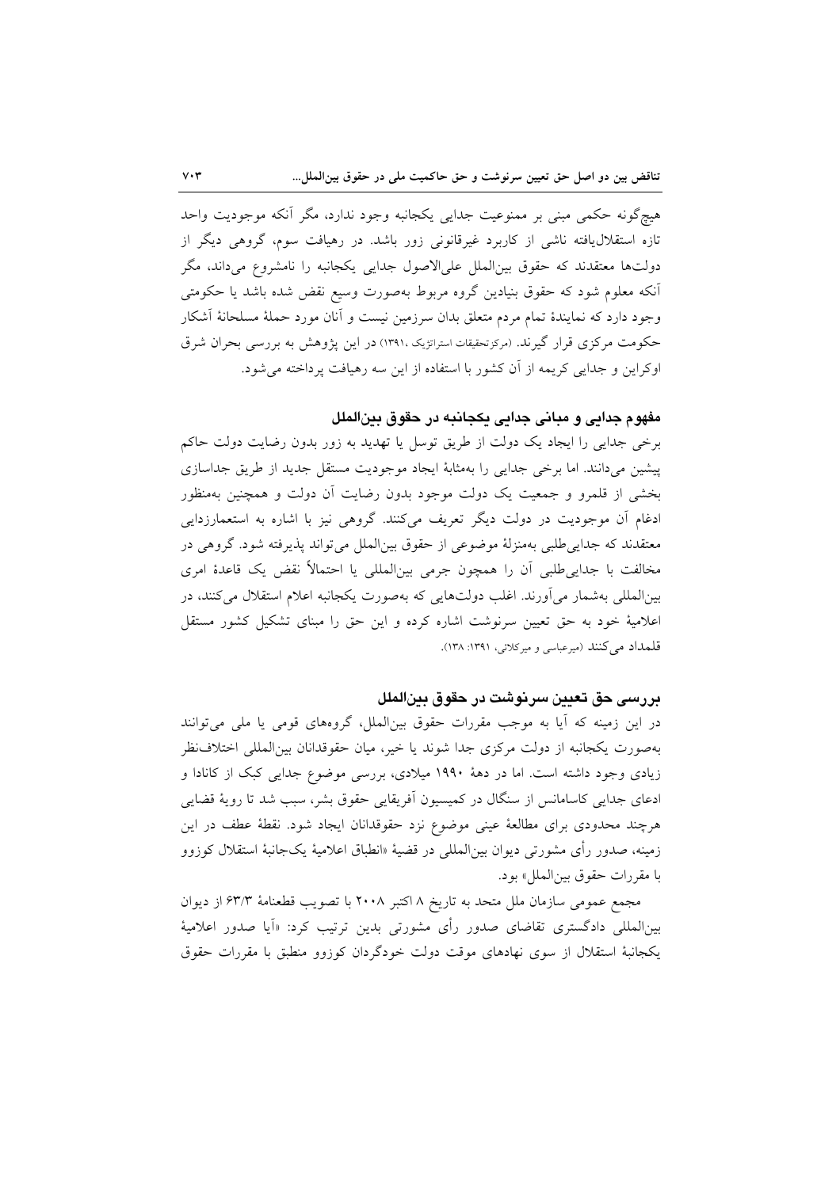هیچ‌گونه حکمی مبنی بر ممنوعیت جدایی یکجانبه وجود ندارد، مگر آنکه موجودیت واحد تازه استقلال‌یافته ناشی از کاربرد غیرقانونی زور باشد. در رهیافت سوم، گروهی دیگر از دولت‌ها معتقدند که حقوق بین‌الملل علی‌الاصول جدایی یکجانبه را نامشروع می‌داند، مگر آنکه معلوم شود که حقوق بنیادین گروه مربوط به‌صورت وسیع نقض شده باشد یا حکومتی وجود دارد که نمایندهٔ تمام مردم متعلق بدان سرزمین نیست و آنان مورد حملهٔ مسلحانهٔ آشکار حکومت مرکزی قرار گیرند. (مرکزتحقیقات استراتژیک، ۱۳۹۱) در این پژوهش به بررسی بحران شرق اوکراین و جدایی کریمه از آن کشور با استفاده از این سه رهیافت پرداخته می‌شود.

## مفهوم جدایی و مبانی جدایی یکجانبه در حقوق بین‌الملل

برخی جدایی را ایجاد یک دولت از طریق توسل یا تهدید به زور بدون رضایت دولت حاکم پیشین می‌دانند. اما برخی جدایی را به‌مثابهٔ ایجاد موجودیت مستقل جدید از طریق جداسازی بخشی از قلمرو و جمعیت یک دولت موجود بدون رضایت آن دولت و همچنین به‌منظور ادغام آن موجودیت در دولت دیگر تعریف می‌کنند. گروهی نیز با اشاره به استعمارزدایی معتقدند که جدایی‌طلبی به‌منزلهٔ موضوعی از حقوق بین‌الملل می‌تواند پذیرفته شود. گروهی در مخالفت با جدایی‌طلبی آن را همچون جرمی بین‌المللی یا احتمالاً نقض یک قاعدهٔ امری بین‌المللی به‌شمار می‌آورند. اغلب دولت‌هایی که به‌صورت یکجانبه اعلام استقلال می‌کنند، در اعلامیهٔ خود به حق تعیین سرنوشت اشاره کرده و این حق را مبنای تشکیل کشور مستقل قلمداد می‌کنند (میرعباسی و میرکلائی، ۱۳۹۱: ۱۳۸).

## بررسی حق تعیین سرنوشت در حقوق بین‌الملل

در این زمینه که آیا به موجب مقررات حقوق بین‌الملل، گروههای قومی یا ملی می‌توانند به‌صورت یکجانبه از دولت مرکزی جدا شوند یا خیر، میان حقوقدانان بین‌المللی اختلاف‌نظر زیادی وجود داشته است. اما در دههٔ ۱۹۹۰ میلادی، بررسی موضوع جدایی کبک از کانادا و ادعای جدایی کاسامانس از سنگال در کمیسیون آفریقایی حقوق بشر، سبب شد تا رویهٔ قضایی هرچند محدودی برای مطالعهٔ عینی موضوع نزد حقوقدانان ایجاد شود. نقطهٔ عطف در این زمینه، صدور رأی مشورتی دیوان بین‌المللی در قضیهٔ «انطباق اعلامیهٔ یک‌جانبهٔ استقلال کوزوو با مقررات حقوق بین‌الملل» بود.

مجمع عمومی سازمان ملل متحد به تاریخ ۸ اکتبر ۲۰۰۸ با تصویب قطعنامهٔ ۶۳/۳ از دیوان بین‌المللی دادگستری تقاضای صدور رأی مشورتی بدین ترتیب کرد: «آیا صدور اعلامیهٔ یکجانبهٔ استقلال از سوی نهادهای موقت دولت خودگردان کوزوو منطبق با مقررات حقوق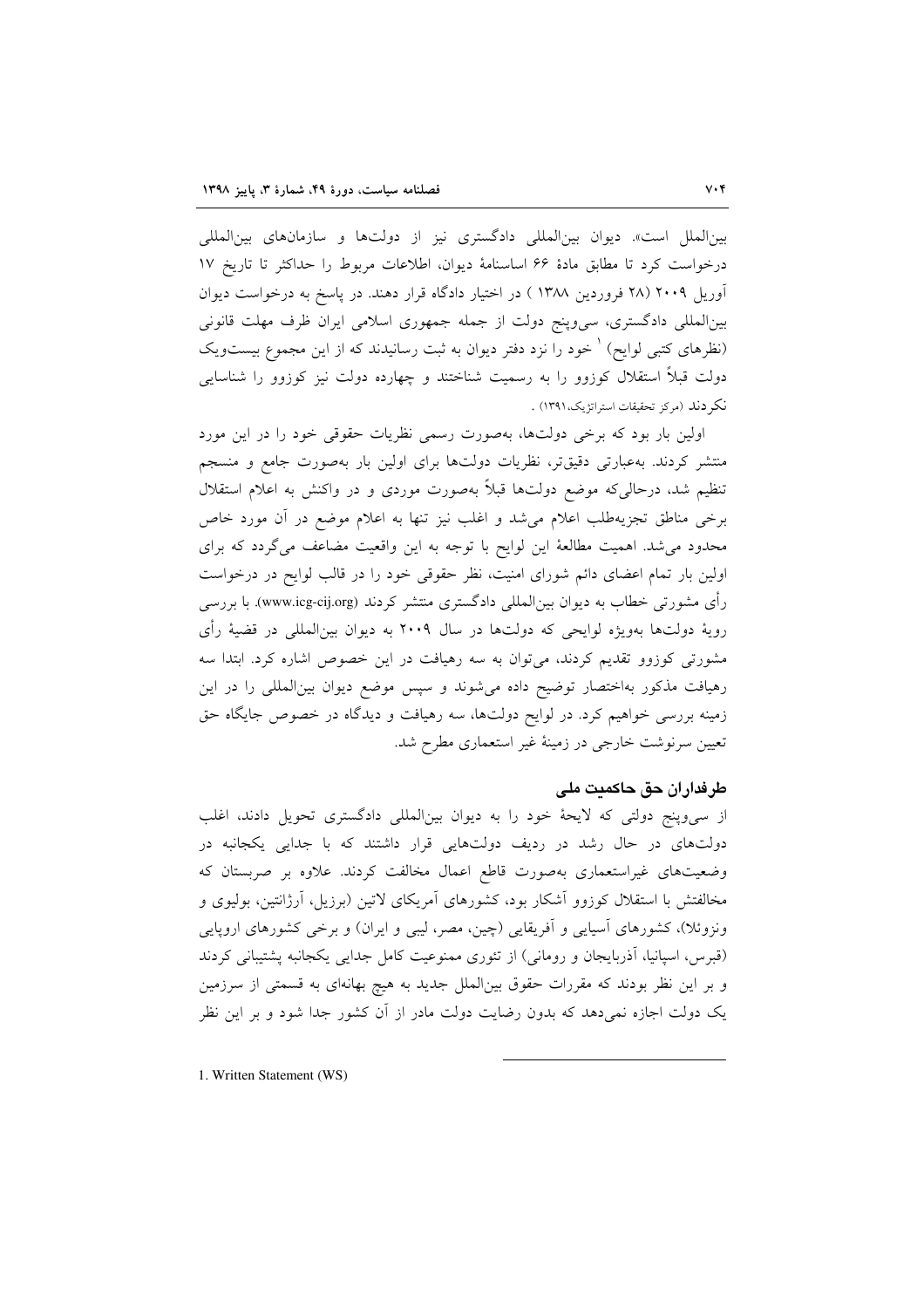بین‌الملل است». دیوان بین‌المللی دادگستری نیز از دولت‌ها و سازمان‌های بین‌المللی درخواست کرد تا مطابق مادهٔ ۶۶ اساسنامهٔ دیوان، اطلاعات مربوط را حداکثر تا تاریخ ۱۷ آوریل ۲۰۰۹ (۲۸ فروردین ۱۳۸۸ ) در اختیار دادگاه قرار دهند. در پاسخ به درخواست دیوان بین‌المللی دادگستری، سی‌وپنج دولت از جمله جمهوری اسلامی ایران ظرف مهلت قانونی (نظرهای کتبی لوایح) [1] خود را نزد دفتر دیوان به ثبت رسانیدند که از این مجموع بیست‌ویک دولت قبلاً استقلال کوزوو را به رسمیت شناختند و چهارده دولت نیز کوزوو را شناسایی نکردند (مرکز تحقیقات استراتژیک،۱۳۹۱) .

اولین بار بود که برخی دولت‌ها، به‌صورت رسمی نظریات حقوقی خود را در این مورد منتشر کردند. به‌عبارتی دقیق‌تر، نظریات دولت‌ها برای اولین بار به‌صورت جامع و منسجم تنظیم شد، درحالی‌که موضع دولت‌ها قبلاً به‌صورت موردی و در واکنش به اعلام استقلال برخی مناطق تجزیه‌طلب اعلام می‌شد و اغلب نیز تنها به اعلام موضع در آن مورد خاص محدود می‌شد. اهمیت مطالعهٔ این لوایح با توجه به این واقعیت مضاعف می‌گردد که برای اولین بار تمام اعضای دائم شورای امنیت، نظر حقوقی خود را در قالب لوایح در درخواست رأی مشورتی خطاب به دیوان بین‌المللی دادگستری منتشر کردند (www.icg-cij.org). با بررسی رویهٔ دولت‌ها به‌ویژه لوایحی که دولت‌ها در سال ۲۰۰۹ به دیوان بین‌المللی در قضیهٔ رأی مشورتی کوزوو تقدیم کردند، می‌توان به سه رهیافت در این خصوص اشاره کرد. ابتدا سه رهیافت مذکور به‌اختصار توضیح داده می‌شوند و سپس موضع دیوان بین‌المللی را در این زمینه بررسی خواهیم کرد. در لوایح دولت‌ها، سه رهیافت و دیدگاه در خصوص جایگاه حق تعیین سرنوشت خارجی در زمینهٔ غیر استعماری مطرح شد.

## طرفداران حق حاکمیت ملی

از سی‌وپنج دولتی که لایحهٔ خود را به دیوان بین‌المللی دادگستری تحویل دادند، اغلب دولت‌های در حال رشد در ردیف دولت‌هایی قرار داشتند که با جدایی یکجانبه در وضعیت‌های غیراستعماری به‌صورت قاطع اعمال مخالفت کردند. علاوه بر صربستان که مخالفتش با استقلال کوزوو آشکار بود، کشورهای آمریکای لاتین (برزیل، آرژانتین، بولیوی و ونزوئلا)، کشورهای آسیایی و آفریقایی (چین، مصر، لیبی و ایران) و برخی کشورهای اروپایی (قبرس، اسپانیا، آذربایجان و رومانی) از تئوری ممنوعیت کامل جدایی یکجانبه پشتیبانی کردند و بر این نظر بودند که مقررات حقوق بین‌الملل جدید به هیچ بهانه‌ای به قسمتی از سرزمین یک دولت اجازه نمی‌دهد که بدون رضایت دولت مادر از آن کشور جدا شود و بر این نظر

---

1. Written Statement (WS)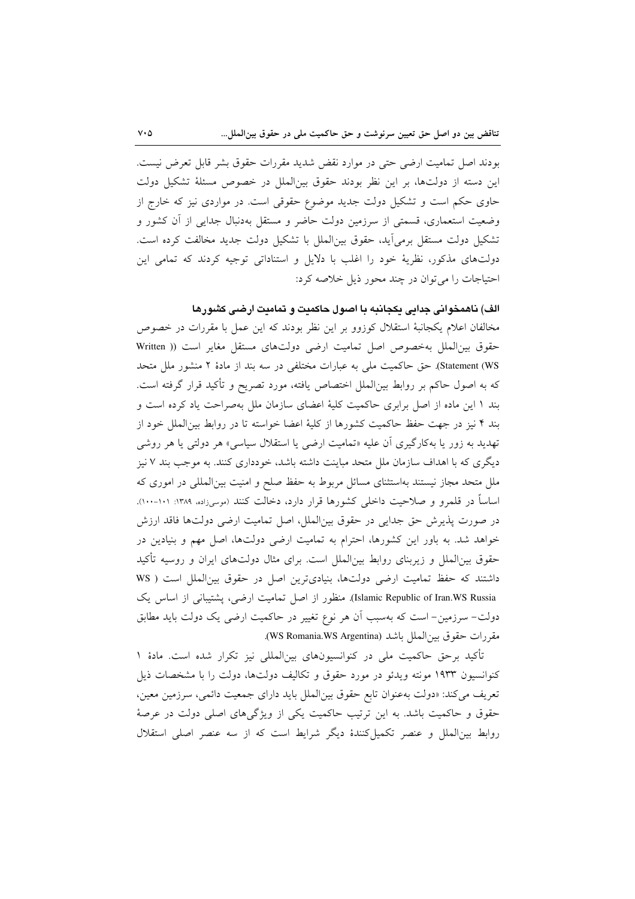بودند اصل تمامیت ارضی حتی در موارد نقض شدید مقررات حقوق بشر قابل تعرض نیست. این دسته از دولت‌ها، بر این نظر بودند حقوق بین‌الملل در خصوص مسئلهٔ تشکیل دولت حاوی حکم است و تشکیل دولت جدید موضوع حقوقی است. در مواردی نیز که خارج از وضعیت استعماری، قسمتی از سرزمین دولت حاضر و مستقل به‌دنبال جدایی از آن کشور و تشکیل دولت مستقل برمی‌آید، حقوق بین‌الملل با تشکیل دولت جدید مخالفت کرده است. دولت‌های مذکور، نظریهٔ خود را اغلب با دلایل و استناداتی توجیه کردند که تمامی این احتجاجات را می‌توان در چند محور ذیل خلاصه کرد:

### الف) ناهمخوانی جدایی یکجانبه با اصول حاکمیت و تمامیت ارضی کشورها

مخالفان اعلام یکجانبهٔ استقلال کوزوو بر این نظر بودند که این عمل با مقررات در خصوص حقوق بین‌الملل به‌خصوص اصل تمامیت ارضی دولت‌های مستقل مغایر است ((Written Statement (WS). حق حاکمیت ملی به عبارات مختلفی در سه بند از مادهٔ ۲ منشور ملل متحد که به اصول حاکم بر روابط بین‌الملل اختصاص یافته، مورد تصریح و تأکید قرار گرفته است. بند ۱ این ماده از اصل برابری حاکمیت کلیهٔ اعضای سازمان ملل به‌صراحت یاد کرده است و بند ۴ نیز در جهت حفظ حاکمیت کشورها از کلیهٔ اعضا خواسته تا در روابط بین‌الملل خود از تهدید به زور یا به‌کارگیری آن علیه «تمامیت ارضی یا استقلال سیاسی» هر دولتی یا هر روشی دیگری که با اهداف سازمان ملل متحد مباینت داشته باشد، خودداری کنند. به موجب بند ۷ نیز ملل متحد مجاز نیستند به‌استثنای مسائل مربوط به حفظ صلح و امنیت بین‌المللی در اموری که اساساً در قلمرو و صلاحیت داخلی کشورها قرار دارد، دخالت کنند (موسی‌زاده، ۱۳۸۹: ۱۰۱-۱۰۰).

در صورت پذیرش حق جدایی در حقوق بین‌الملل، اصل تمامیت ارضی دولت‌ها فاقد ارزش خواهد شد. به باور این کشورها، احترام به تمامیت ارضی دولت‌ها، اصل مهم و بنیادین در حقوق بین‌الملل و زیربنای روابط بین‌الملل است. برای مثال دولت‌های ایران و روسیه تأکید داشتند که حفظ تمامیت ارضی دولت‌ها، بنیادی‌ترین اصل در حقوق بین‌الملل است ( WS Islamic Republic of Iran.WS Russia). منظور از اصل تمامیت ارضی، پشتیبانی از اساس یک دولت- سرزمین- است که به‌سبب آن هر نوع تغییر در حاکمیت ارضی یک دولت باید مطابق مقررات حقوق بین‌الملل باشد (WS Romania.WS Argentina).

تأکید برحق حاکمیت ملی در کنوانسیون‌های بین‌المللی نیز تکرار شده است. مادهٔ ۱ کنوانسیون ۱۹۳۳ مونته ویدئو در مورد حقوق و تکالیف دولت‌ها، دولت را با مشخصات ذیل تعریف می‌کند: «دولت به‌عنوان تابع حقوق بین‌الملل باید دارای جمعیت دائمی، سرزمین معین، حقوق و حاکمیت باشد. به این ترتیب حاکمیت یکی از ویژگی‌های اصلی دولت در عرصهٔ روابط بین‌الملل و عنصر تکمیل‌کنندهٔ دیگر شرایط است که از سه عنصر اصلی استقلال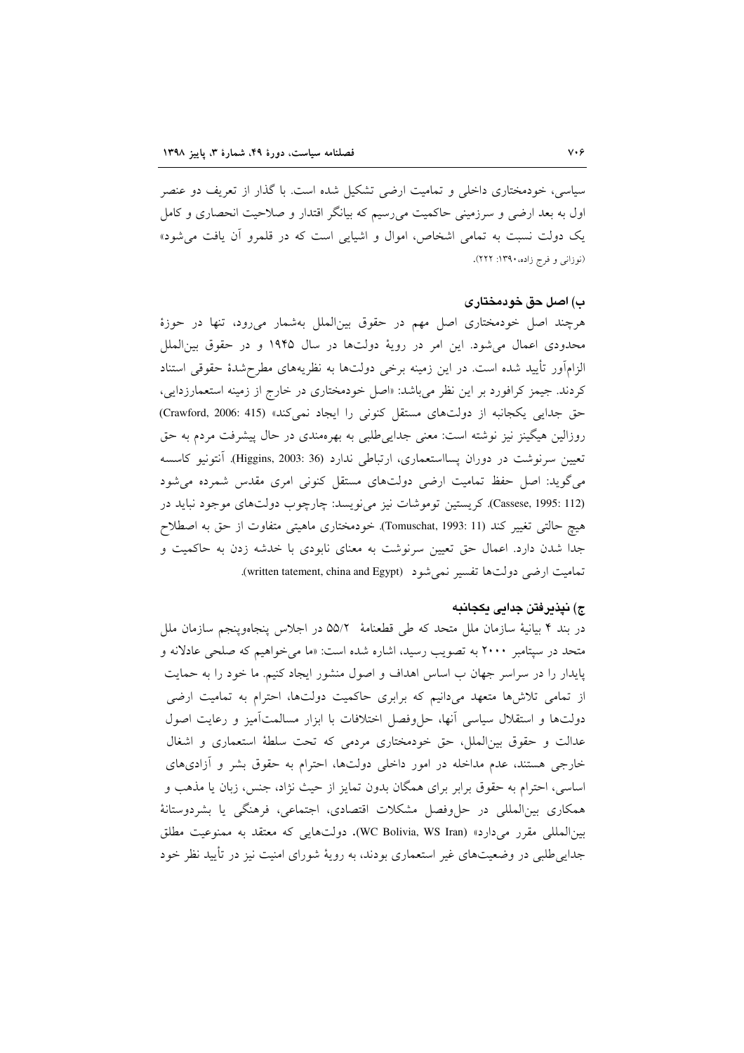سیاسی، خودمختاری داخلی و تمامیت ارضی تشکیل شده است. با گذار از تعریف دو عنصر اول به بعد ارضی و سرزمینی حاکمیت می‌رسیم که بیانگر اقتدار و صلاحیت انحصاری و کامل یک دولت نسبت به تمامی اشخاص، اموال و اشیایی است که در قلمرو آن یافت می‌شود» (نورانی و فرج زاده،۱۳۹۰: ۲۲۲).

### ب) اصل حق خودمختاری

هرچند اصل خودمختاری اصل مهم در حقوق بین‌الملل به‌شمار می‌رود، تنها در حوزهٔ محدودی اعمال می‌شود. این امر در رویهٔ دولت‌ها در سال ۱۹۴۵ و در حقوق بین‌الملل الزام‌آور تأیید شده است. در این زمینه برخی دولت‌ها به نظریه‌های مطرح‌شدهٔ حقوقی استناد کردند. جیمز کرافورد بر این نظر می‌باشد: «اصل خودمختاری در خارج از زمینه استعمارزدایی، حق جدایی یکجانبه از دولت‌های مستقل کنونی را ایجاد نمی‌کند» (Crawford, 2006: 415) روزالین هیگینز نیز نوشته است: معنی جدایی‌طلبی به بهره‌مندی در حال پیشرفت مردم به حق تعیین سرنوشت در دوران پسااستعماری، ارتباطی ندارد (Higgins, 2003: 36). آنتونیو کاسسه می‌گوید: اصل حفظ تمامیت ارضی دولت‌های مستقل کنونی امری مقدس شمرده می‌شود (Cassese, 1995: 112). کریستین توموشات نیز می‌نویسد: چارچوب دولت‌های موجود نباید در هیچ حالتی تغییر کند (Tomuschat, 1993: 11). خودمختاری ماهیتی متفاوت از حق به اصطلاح جدا شدن دارد. اعمال حق تعیین سرنوشت به معنای نابودی یا خدشه زدن به حاکمیت و تمامیت ارضی دولت‌ها تفسیر نمی‌شود (written tatement, china and Egypt).

### ج) نپذیرفتن جدایی یکجانبه

در بند ۴ بیانیهٔ سازمان ملل متحد که طی قطعنامهٔ ۵۵/۲ در اجلاس پنجاه‌وپنجم سازمان ملل متحد در سپتامبر ۲۰۰۰ به تصویب رسید، اشاره شده است: «ما می‌خواهیم که صلحی عادلانه و پایدار را در سراسر جهان ب اساس اهداف و اصول منشور ایجاد کنیم. ما خود را به حمایت از تمامی تلاش‌ها متعهد می‌دانیم که برابری حاکمیت دولت‌ها، احترام به تمامیت ارضی دولت‌ها و استقلال سیاسی آنها، حل‌وفصل اختلافات با ابزار مسالمت‌آمیز و رعایت اصول عدالت و حقوق بین‌الملل، حق خودمختاری مردمی که تحت سلطهٔ استعماری و اشغال خارجی هستند، عدم مداخله در امور داخلی دولت‌ها، احترام به حقوق بشر و آزادی‌های اساسی، احترام به حقوق برابر برای همگان بدون تمایز از حیث نژاد، جنس، زبان یا مذهب و همکاری بین‌المللی در حل‌وفصل مشکلات اقتصادی، اجتماعی، فرهنگی یا بشردوستانهٔ بین‌المللی مقرر می‌دارد» (WC Bolivia, WS Iran). دولت‌هایی که معتقد به ممنوعیت مطلق جدایی‌طلبی در وضعیت‌های غیر استعماری بودند، به رویهٔ شورای امنیت نیز در تأیید نظر خود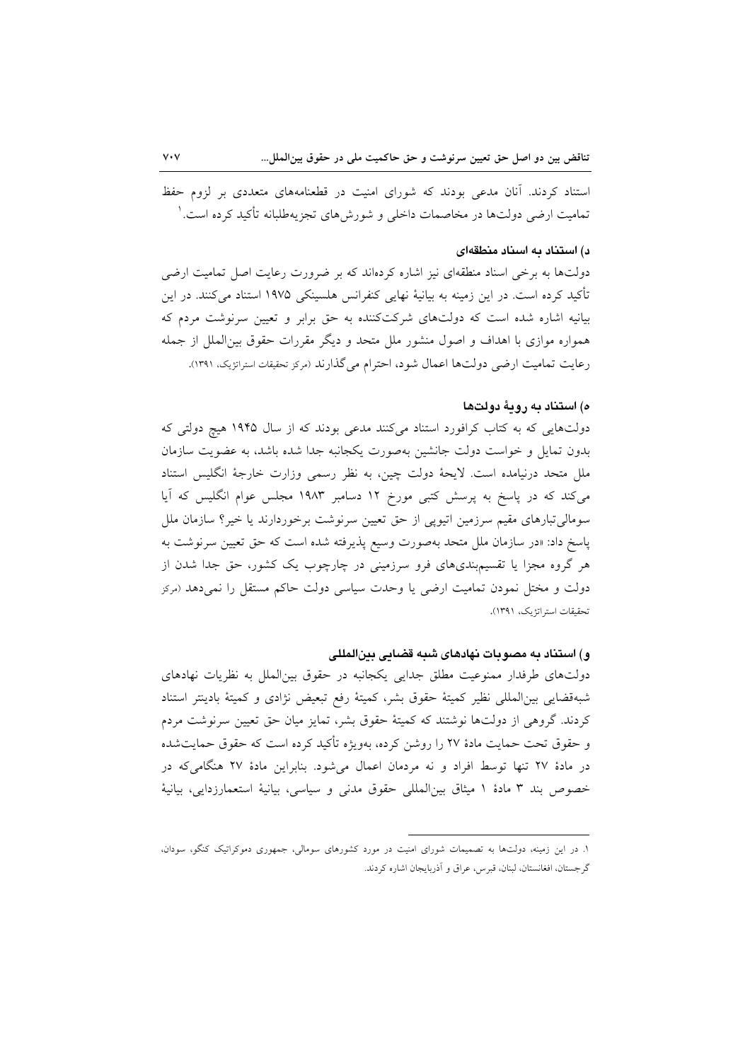استناد کردند. آنان مدعی بودند که شورای امنیت در قطعنامه‌های متعددی بر لزوم حفظ تمامیت ارضی دولت‌ها در مخاصمات داخلی و شورش‌های تجزیه‌طلبانه تأکید کرده است.[1]

### د) استناد به اسناد منطقه‌ای

دولت‌ها به برخی اسناد منطقه‌ای نیز اشاره کرده‌اند که بر ضرورت رعایت اصل تمامیت ارضی تأکید کرده است. در این زمینه به بیانیهٔ نهایی کنفرانس هلسینکی ۱۹۷۵ استناد می‌کنند. در این بیانیه اشاره شده است که دولت‌های شرکت‌کننده به حق برابر و تعیین سرنوشت مردم که همواره موازی با اهداف و اصول منشور ملل متحد و دیگر مقررات حقوق بین‌الملل از جمله رعایت تمامیت ارضی دولت‌ها اعمال شود، احترام می‌گذارند (مرکز تحقیقات استراتژیک، ۱۳۹۱).

### ه) استناد به رویهٔ دولت‌ها

دولت‌هایی که به کتاب کرافورد استناد می‌کنند مدعی بودند که از سال ۱۹۴۵ هیچ دولتی که بدون تمایل و خواست دولت جانشین به‌صورت یکجانبه جدا شده باشد، به عضویت سازمان ملل متحد درنیامده است. لایحهٔ دولت چین، به نظر رسمی وزارت خارجهٔ انگلیس استناد می‌کند که در پاسخ به پرسش کتبی مورخ ۱۲ دسامبر ۱۹۸۳ مجلس عوام انگلیس که آیا سومالی‌تبارهای مقیم سرزمین اتیوپی از حق تعیین سرنوشت برخوردارند یا خیر؟ سازمان ملل پاسخ داد: «در سازمان ملل متحد به‌صورت وسیع پذیرفته شده است که حق تعیین سرنوشت به هر گروه مجزا یا تقسیم‌بندی‌های فرو سرزمینی در چارچوب یک کشور، حق جدا شدن از دولت و مختل نمودن تمامیت ارضی یا وحدت سیاسی دولت حاکم مستقل را نمی‌دهد (مرکز تحقیقات استراتژیک، ۱۳۹۱).

### و) استناد به مصوبات نهادهای شبه قضایی بین‌المللی

دولت‌های طرفدار ممنوعیت مطلق جدایی یکجانبه در حقوق بین‌الملل به نظریات نهادهای شبه‌قضایی بین‌المللی نظیر کمیتهٔ حقوق بشر، کمیتهٔ رفع تبعیض نژادی و کمیتهٔ بادینتر استناد کردند. گروهی از دولت‌ها نوشتند که کمیتهٔ حقوق بشر، تمایز میان حق تعیین سرنوشت مردم و حقوق تحت حمایت مادهٔ ۲۷ را روشن کرده، به‌ویژه تأکید کرده است که حقوق حمایت‌شده در مادهٔ ۲۷ تنها توسط افراد و نه مردمان اعمال می‌شود. بنابراین مادهٔ ۲۷ هنگامی‌که در خصوص بند ۳ مادهٔ ۱ میثاق بین‌المللی حقوق مدنی و سیاسی، بیانیهٔ استعمارزدایی، بیانیهٔ

---

[1] در این زمینه، دولت‌ها به تصمیمات شورای امنیت در مورد کشورهای سومالی، جمهوری دموکراتیک کنگو، سودان، گرجستان، افغانستان، لبنان، قبرس، عراق و آذربایجان اشاره کردند.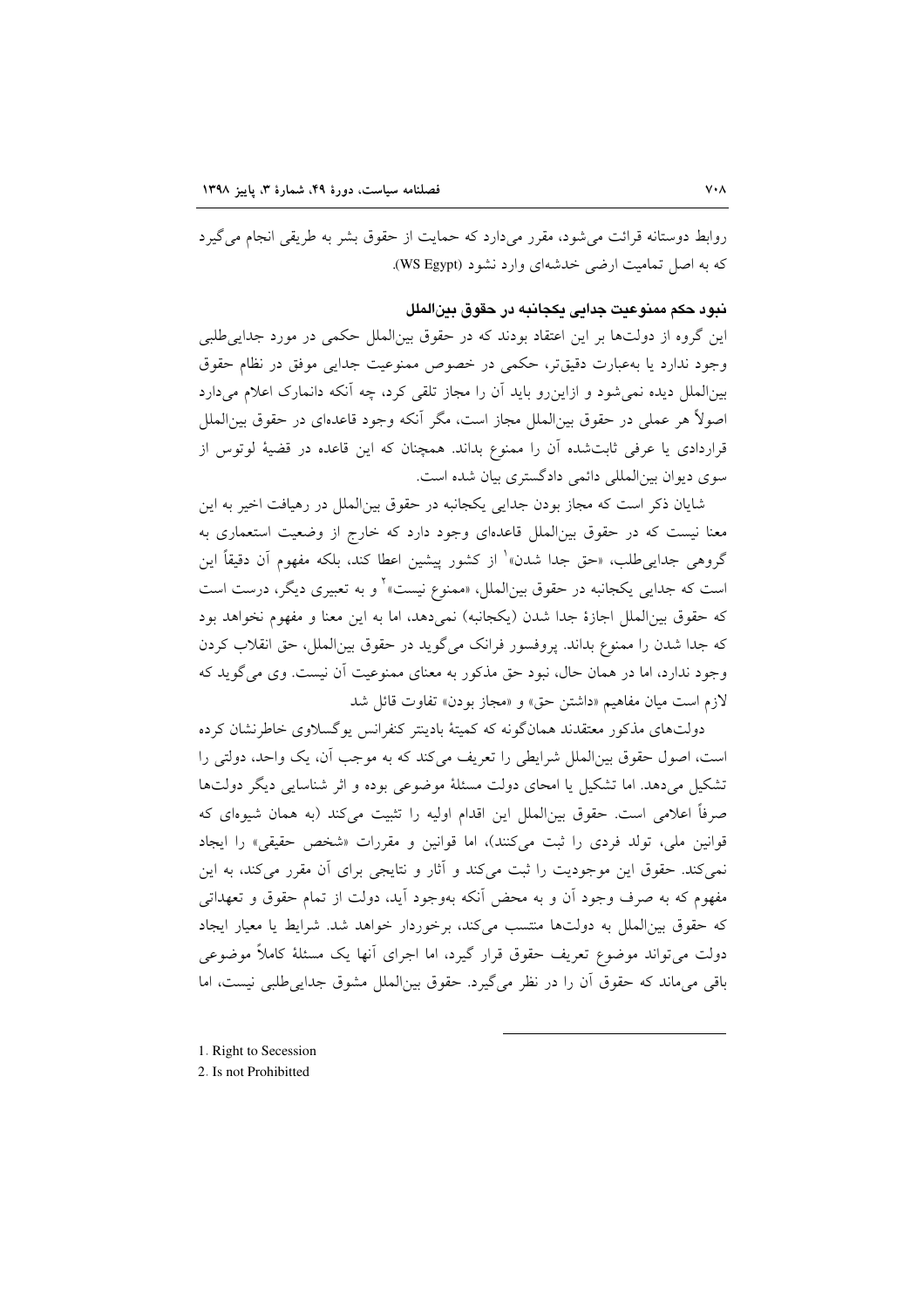روابط دوستانه قرائت می‌شود، مقرر می‌دارد که حمایت از حقوق بشر به طریقی انجام می‌گیرد که به اصل تمامیت ارضی خدشه‌ای وارد نشود (WS Egypt).

### نبود حکم ممنوعیت جدایی یکجانبه در حقوق بین‌الملل

این گروه از دولت‌ها بر این اعتقاد بودند که در حقوق بین‌الملل حکمی در مورد جدایی‌طلبی وجود ندارد یا به‌عبارت دقیق‌تر، حکمی در خصوص ممنوعیت جدایی موفق در نظام حقوق بین‌الملل دیده نمی‌شود و ازاین‌رو باید آن را مجاز تلقی کرد، چه آنکه دانمارک اعلام می‌دارد اصولاً هر عملی در حقوق بین‌الملل مجاز است، مگر آنکه وجود قاعده‌ای در حقوق بین‌الملل قراردادی یا عرفی ثابت‌شده آن را ممنوع بداند. همچنان که این قاعده در قضیهٔ لوتوس از سوی دیوان بین‌المللی دائمی دادگستری بیان شده است.

شایان ذکر است که مجاز بودن جدایی یکجانبه در حقوق بین‌الملل در رهیافت اخیر به این معنا نیست که در حقوق بین‌الملل قاعده‌ای وجود دارد که خارج از وضعیت استعماری به گروهی جدایی‌طلب، «حق جدا شدن»[1] از کشور پیشین اعطا کند، بلکه مفهوم آن دقیقاً این است که جدایی یکجانبه در حقوق بین‌الملل، «ممنوع نیست»[2] و به تعبیری دیگر، درست است که حقوق بین‌الملل اجازهٔ جدا شدن (یکجانبه) نمی‌دهد، اما به این معنا و مفهوم نخواهد بود که جدا شدن را ممنوع بداند. پروفسور فرانک می‌گوید در حقوق بین‌الملل، حق انقلاب کردن وجود ندارد، اما در همان حال، نبود حق مذکور به معنای ممنوعیت آن نیست. وی می‌گوید که لازم است میان مفاهیم «داشتن حق» و «مجاز بودن» تفاوت قائل شد

دولت‌های مذکور معتقدند همان‌گونه که کمیتهٔ بادینتر کنفرانس یوگسلاوی خاطرنشان کرده است، اصول حقوق بین‌الملل شرایطی را تعریف می‌کند که به موجب آن، یک واحد، دولتی را تشکیل می‌دهد. اما تشکیل یا امحای دولت مسئلهٔ موضوعی بوده و اثر شناسایی دیگر دولت‌ها صرفاً اعلامی است. حقوق بین‌الملل این اقدام اولیه را تثبیت می‌کند (به همان شیوه‌ای که قوانین ملی، تولد فردی را ثبت می‌کنند)، اما قوانین و مقررات «شخص حقیقی» را ایجاد نمی‌کند. حقوق این موجودیت را ثبت می‌کند و آثار و نتایجی برای آن مقرر می‌کند، به این مفهوم که به صرف وجود آن و به محض آنکه به‌وجود آید، دولت از تمام حقوق و تعهداتی که حقوق بین‌الملل به دولت‌ها منتسب می‌کند، برخوردار خواهد شد. شرایط یا معیار ایجاد دولت می‌تواند موضوع تعریف حقوق قرار گیرد، اما اجرای آنها یک مسئلهٔ کاملاً موضوعی باقی می‌ماند که حقوق آن را در نظر می‌گیرد. حقوق بین‌الملل مشوق جدایی‌طلبی نیست، اما

---

1. Right to Secession
2. Is not Prohibitted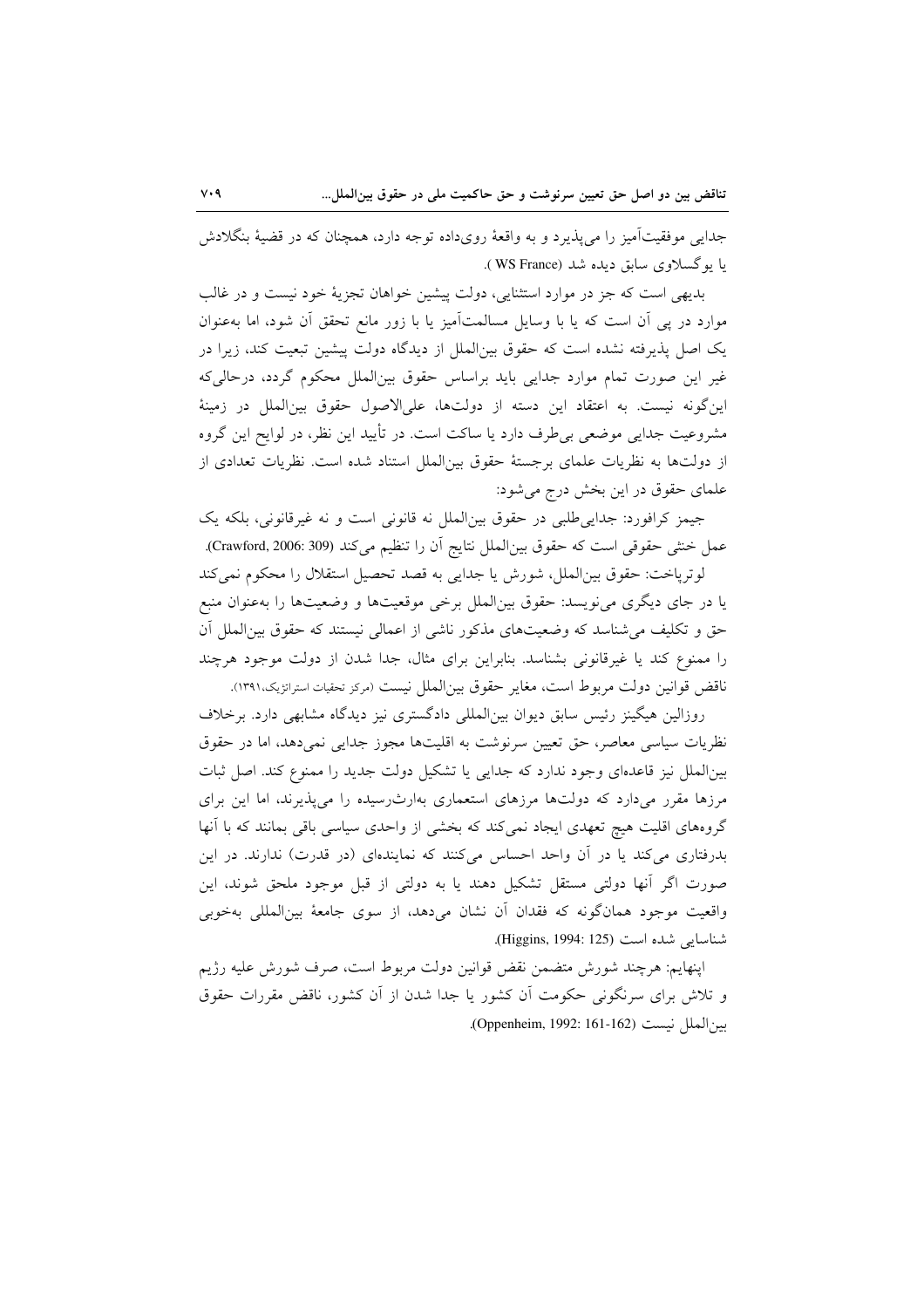جدایی موفقیت‌آمیز را می‌پذیرد و به واقعهٔ روی‌داده توجه دارد، همچنان که در قضیهٔ بنگلادش یا یوگسلاوی سابق دیده شد (WS France ).

بدیهی است که جز در موارد استثنایی، دولت پیشین خواهان تجزیهٔ خود نیست و در غالب موارد در پی آن است که یا با وسایل مسالمت‌آمیز یا با زور مانع تحقق آن شود، اما به‌عنوان یک اصل پذیرفته نشده است که حقوق بین‌الملل از دیدگاه دولت پیشین تبعیت کند، زیرا در غیر این صورت تمام موارد جدایی باید براساس حقوق بین‌الملل محکوم گردد، درحالی‌که این‌گونه نیست. به اعتقاد این دسته از دولت‌ها، علی‌الاصول حقوق بین‌الملل در زمینهٔ مشروعیت جدایی موضعی بی‌طرف دارد یا ساکت است. در تأیید این نظر، در لوایح این گروه از دولت‌ها به نظریات علمای برجستهٔ حقوق بین‌الملل استناد شده است. نظریات تعدادی از علمای حقوق در این بخش درج می‌شود:

جیمز کرافورد: جدایی‌طلبی در حقوق بین‌الملل نه قانونی است و نه غیرقانونی، بلکه یک عمل خنثی حقوقی است که حقوق بین‌الملل نتایج آن را تنظیم می‌کند (Crawford, 2006: 309).

لوترپاخت: حقوق بین‌الملل، شورش یا جدایی به قصد تحصیل استقلال را محکوم نمی‌کند یا در جای دیگری می‌نویسد: حقوق بین‌الملل برخی موقعیت‌ها و وضعیت‌ها را به‌عنوان منبع حق و تکلیف می‌شناسد که وضعیت‌های مذکور ناشی از اعمالی نیستند که حقوق بین‌الملل آن را ممنوع کند یا غیرقانونی بشناسد. بنابراین برای مثال، جدا شدن از دولت موجود هرچند ناقض قوانین دولت مربوط است، مغایر حقوق بین‌الملل نیست (مرکز تحقیات استراتژیک،۱۳۹۱).

روزالین هیگینز رئیس سابق دیوان بین‌المللی دادگستری نیز دیدگاه مشابهی دارد. برخلاف نظریات سیاسی معاصر، حق تعیین سرنوشت به اقلیت‌ها مجوز جدایی نمی‌دهد، اما در حقوق بین‌الملل نیز قاعده‌ای وجود ندارد که جدایی یا تشکیل دولت جدید را ممنوع کند. اصل ثبات مرزها مقرر می‌دارد که دولت‌ها مرزهای استعماری به‌ارث‌رسیده را می‌پذیرند، اما این برای گروه‌های اقلیت هیچ تعهدی ایجاد نمی‌کند که بخشی از واحدی سیاسی باقی بمانند که با آنها بدرفتاری می‌کند یا در آن واحد احساس می‌کنند که نماینده‌ای (در قدرت) ندارند. در این صورت اگر آنها دولتی مستقل تشکیل دهند یا به دولتی از قبل موجود ملحق شوند، این واقعیت موجود همان‌گونه که فقدان آن نشان می‌دهد، از سوی جامعهٔ بین‌المللی به‌خوبی شناسایی شده است (Higgins, 1994: 125).

اپنهایم: هرچند شورش متضمن نقض قوانین دولت مربوط است، صرف شورش علیه رژیم و تلاش برای سرنگونی حکومت آن کشور یا جدا شدن از آن کشور، ناقض مقررات حقوق بین‌الملل نیست (Oppenheim, 1992: 161-162).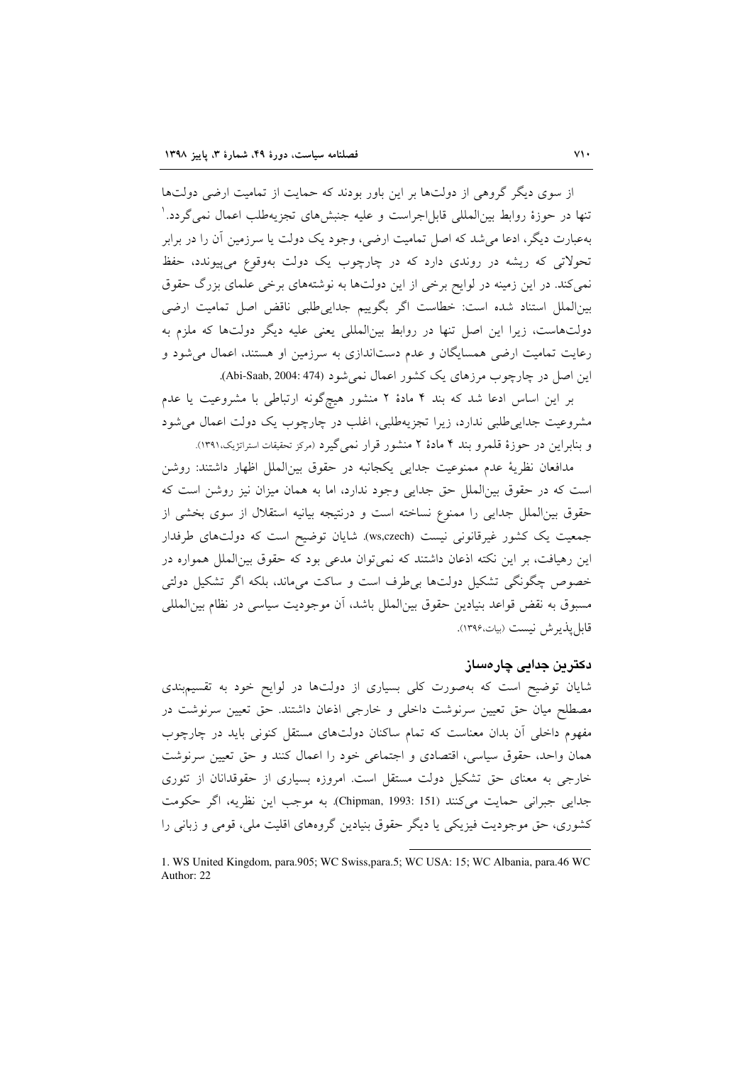از سوی دیگر گروهی از دولت‌ها بر این باور بودند که حمایت از تمامیت ارضی دولت‌ها تنها در حوزهٔ روابط بین‌المللی قابل‌اجراست و علیه جنبش‌های تجزیه‌طلب اعمال نمی‌گردد.[1] به‌عبارت دیگر، ادعا می‌شد که اصل تمامیت ارضی، وجود یک دولت یا سرزمین آن را در برابر تحولاتی که ریشه در روندی دارد که در چارچوب یک دولت به‌وقوع می‌پیوندد، حفظ نمی‌کند. در این زمینه در لوایح برخی از این دولت‌ها به نوشته‌های برخی علمای بزرگ حقوق بین‌الملل استناد شده است: خطاست اگر بگوییم جدایی‌طلبی ناقض اصل تمامیت ارضی دولت‌هاست، زیرا این اصل تنها در روابط بین‌المللی یعنی علیه دیگر دولت‌ها که ملزم به رعایت تمامیت ارضی همسایگان و عدم دست‌اندازی به سرزمین او هستند، اعمال می‌شود و این اصل در چارچوب مرزهای یک کشور اعمال نمی‌شود (Abi-Saab, 2004: 474).

بر این اساس ادعا شد که بند ۴ مادهٔ ۲ منشور هیچ‌گونه ارتباطی با مشروعیت یا عدم مشروعیت جدایی‌طلبی ندارد، زیرا تجزیه‌طلبی، اغلب در چارچوب یک دولت اعمال می‌شود و بنابراین در حوزهٔ قلمرو بند ۴ مادهٔ ۲ منشور قرار نمی‌گیرد (مرکز تحقیقات استراتژیک،۱۳۹۱).

مدافعان نظریهٔ عدم ممنوعیت جدایی یکجانبه در حقوق بین‌الملل اظهار داشتند: روشن است که در حقوق بین‌الملل حق جدایی وجود ندارد، اما به همان میزان نیز روشن است که حقوق بین‌الملل جدایی را ممنوع نساخته است و درنتیجه بیانیه استقلال از سوی بخشی از جمعیت یک کشور غیرقانونی نیست (ws,czech). شایان توضیح است که دولت‌های طرفدار این رهیافت، بر این نکته اذعان داشتند که نمی‌توان مدعی بود که حقوق بین‌الملل همواره در خصوص چگونگی تشکیل دولت‌ها بی‌طرف است و ساکت می‌ماند، بلکه اگر تشکیل دولتی مسبوق به نقض قواعد بنیادین حقوق بین‌الملل باشد، آن موجودیت سیاسی در نظام بین‌المللی قابل‌پذیرش نیست (بیات،۱۳۹۶).

## دکترین جدایی چاره‌ساز

شایان توضیح است که به‌صورت کلی بسیاری از دولت‌ها در لوایح خود به تقسیم‌بندی مصطلح میان حق تعیین سرنوشت داخلی و خارجی اذعان داشتند. حق تعیین سرنوشت در مفهوم داخلی آن بدان معناست که تمام ساکنان دولت‌های مستقل کنونی باید در چارچوب همان واحد، حقوق سیاسی، اقتصادی و اجتماعی خود را اعمال کنند و حق تعیین سرنوشت خارجی به معنای حق تشکیل دولت مستقل است. امروزه بسیاری از حقوقدانان از تئوری جدایی جبرانی حمایت می‌کنند (Chipman, 1993: 151). به موجب این نظریه، اگر حکومت کشوری، حق موجودیت فیزیکی یا دیگر حقوق بنیادین گروه‌های اقلیت ملی، قومی و زبانی را

---

1. WS United Kingdom, para.905; WC Swiss,para.5; WC USA: 15; WC Albania, para.46 WC Author: 22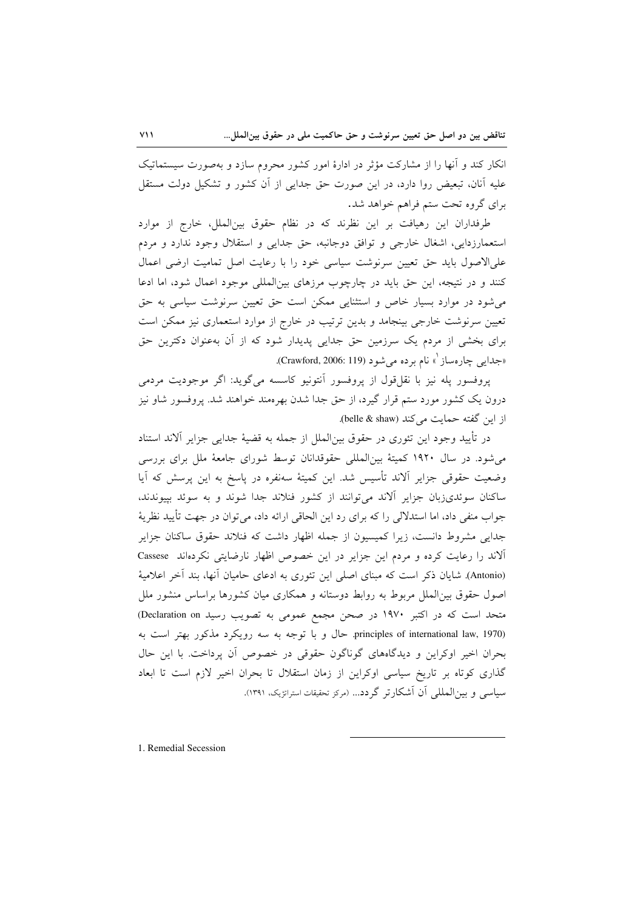انکار کند و آنها را از مشارکت مؤثر در ادارهٔ امور کشور محروم سازد و به‌صورت سیستماتیک علیه آنان، تبعیض روا دارد، در این صورت حق جدایی از آن کشور و تشکیل دولت مستقل برای گروه تحت ستم فراهم خواهد شد.

طرفداران این رهیافت بر این نظرند که در نظام حقوق بین‌الملل، خارج از موارد استعمارزدایی، اشغال خارجی و توافق دوجانبه، حق جدایی و استقلال وجود ندارد و مردم علی‌الاصول باید حق تعیین سرنوشت سیاسی خود را با رعایت اصل تمامیت ارضی اعمال کنند و در نتیجه، این حق باید در چارچوب مرزهای بین‌المللی موجود اعمال شود، اما ادعا می‌شود در موارد بسیار خاص و استثنایی ممکن است حق تعیین سرنوشت سیاسی به حق تعیین سرنوشت خارجی بینجامد و بدین ترتیب در خارج از موارد استعماری نیز ممکن است برای بخشی از مردم یک سرزمین حق جدایی پدیدار شود که از آن به‌عنوان دکترین حق «جدایی چاره‌ساز[1]» نام برده می‌شود (Crawford, 2006: 119).

پروفسور پله نیز با نقل‌قول از پروفسور آنتونیو کاسسه می‌گوید: اگر موجودیت مردمی درون یک کشور مورد ستم قرار گیرد، از حق جدا شدن بهره‌مند خواهند شد. پروفسور شاو نیز از این گفته حمایت می‌کند (belle & shaw).

در تأیید وجود این تئوری در حقوق بین‌الملل از جمله به قضیهٔ جدایی جزایر آلاند استناد می‌شود. در سال ۱۹۲۰ کمیتهٔ بین‌المللی حقوقدانان توسط شورای جامعهٔ ملل برای بررسی وضعیت حقوقی جزایر آلاند تأسیس شد. این کمیتهٔ سه‌نفره در پاسخ به این پرسش که آیا ساکنان سوئدی‌زبان جزایر آلاند می‌توانند از کشور فنلاند جدا شوند و به سوئد بپیوندند، جواب منفی داد، اما استدلالی را که برای رد این الحاق ارائه داد، می‌توان در جهت تأیید نظریهٔ جدایی مشروط دانست، زیرا کمیسیون از جمله اظهار داشت که فنلاند حقوق ساکنان جزایر آلاند را رعایت کرده و مردم این جزایر در این خصوص اظهار نارضایتی نکرده‌اند Cassese (Antonio). شایان ذکر است که مبنای اصلی این تئوری به ادعای حامیان آنها، بند آخر اعلامیهٔ اصول حقوق بین‌الملل مربوط به روابط دوستانه و همکاری میان کشورها براساس منشور ملل متحد است که در اکتبر ۱۹۷۰ در صحن مجمع عمومی به تصویب رسید (Declaration on principles of international law, 1970). حال و با توجه به سه رویکرد مذکور بهتر است به بحران اخیر اوکراین و دیدگاه‌های گوناگون حقوقی در خصوص آن پرداخت. با این حال گذاری کوتاه بر تاریخ سیاسی اوکراین از زمان استقلال تا بحران اخیر لازم است تا ابعاد سیاسی و بین‌المللی آن آشکارتر گردد... (مرکز تحقیقات استراتژیک، ۱۳۹۱).

---

1. Remedial Secession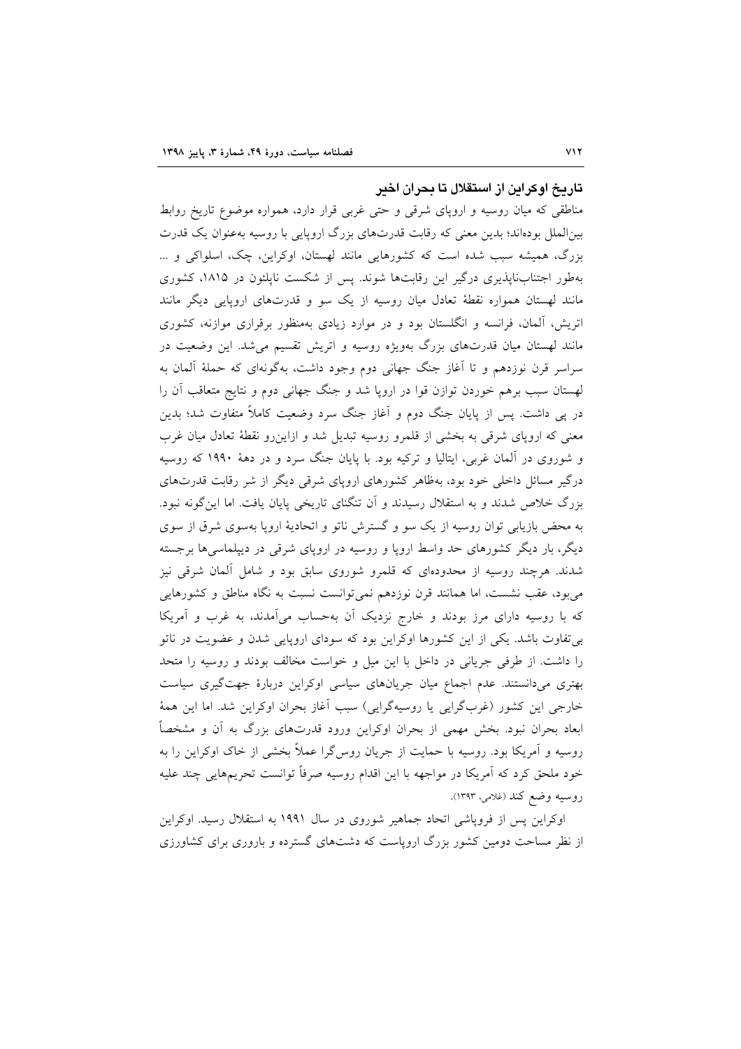## تاریخ اوکراین از استقلال تا بحران اخیر

مناطقی که میان روسیه و اروپای شرقی و حتی غربی قرار دارد، همواره موضوع تاریخ روابط بین‌الملل بوده‌اند؛ بدین معنی که رقابت قدرت‌های بزرگ اروپایی با روسیه به‌عنوان یک قدرت بزرگ، همیشه سبب شده است که کشورهایی مانند لهستان، اوکراین، چک، اسلواکی و ... به‌طور اجتناب‌ناپذیری درگیر این رقابت‌ها شوند. پس از شکست ناپلئون در ۱۸۱۵، کشوری مانند لهستان همواره نقطهٔ تعادل میان روسیه از یک سو و قدرت‌های اروپایی دیگر مانند اتریش، آلمان، فرانسه و انگلستان بود و در موارد زیادی به‌منظور برقراری موازنه، کشوری مانند لهستان میان قدرت‌های بزرگ به‌ویژه روسیه و اتریش تقسیم می‌شد. این وضعیت در سراسر قرن نوزدهم و تا آغاز جنگ جهانی دوم وجود داشت، به‌گونه‌ای که حملهٔ آلمان به لهستان سبب برهم خوردن توازن قوا در اروپا شد و جنگ جهانی دوم و نتایج متعاقب آن را در پی داشت. پس از پایان جنگ دوم و آغاز جنگ سرد وضعیت کاملاً متفاوت شد؛ بدین معنی که اروپای شرقی به بخشی از قلمرو روسیه تبدیل شد و ازاین‌رو نقطهٔ تعادل میان غرب و شوروی در آلمان غربی، ایتالیا و ترکیه بود. با پایان جنگ سرد و در دههٔ ۱۹۹۰ که روسیه درگیر مسائل داخلی خود بود، به‌ظاهر کشورهای اروپای شرقی دیگر از شر رقابت قدرت‌های بزرگ خلاص شدند و به استقلال رسیدند و آن تنگنای تاریخی پایان یافت. اما این‌گونه نبود. به محض بازیابی توان روسیه از یک سو و گسترش ناتو و اتحادیهٔ اروپا به‌سوی شرق از سوی دیگر، بار دیگر کشورهای حد واسط اروپا و روسیه در اروپای شرقی در دیپلماسی‌ها برجسته شدند. هرچند روسیه از محدوده‌ای که قلمرو شوروی سابق بود و شامل آلمان شرقی نیز می‌بود، عقب نشست، اما همانند قرن نوزدهم نمی‌توانست نسبت به نگاه مناطق و کشورهایی که با روسیه دارای مرز بودند و خارج نزدیک آن به‌حساب می‌آمدند، به غرب و آمریکا بی‌تفاوت باشد. یکی از این کشورها اوکراین بود که سودای اروپایی شدن و عضویت در ناتو را داشت. از طرفی جریانی در داخل با این میل و خواست مخالف بودند و روسیه را متحد بهتری می‌دانستند. عدم اجماع میان جریان‌های سیاسی اوکراین دربارهٔ جهت‌گیری سیاست خارجی این کشور (غرب‌گرایی یا روسیه‌گرایی) سبب آغاز بحران اوکراین شد. اما این همهٔ ابعاد بحران نبود. بخش مهمی از بحران اوکراین ورود قدرت‌های بزرگ به آن و مشخصاً روسیه و آمریکا بود. روسیه با حمایت از جریان روس‌گرا عملاً بخشی از خاک اوکراین را به خود ملحق کرد که آمریکا در مواجهه با این اقدام روسیه صرفاً توانست تحریم‌هایی چند علیه روسیه وضع کند (غلامی، ۱۳۹۳).

اوکراین پس از فروپاشی اتحاد جماهیر شوروی در سال ۱۹۹۱ به استقلال رسید. اوکراین از نظر مساحت دومین کشور بزرگ اروپاست که دشت‌های گسترده و باروری برای کشاورزی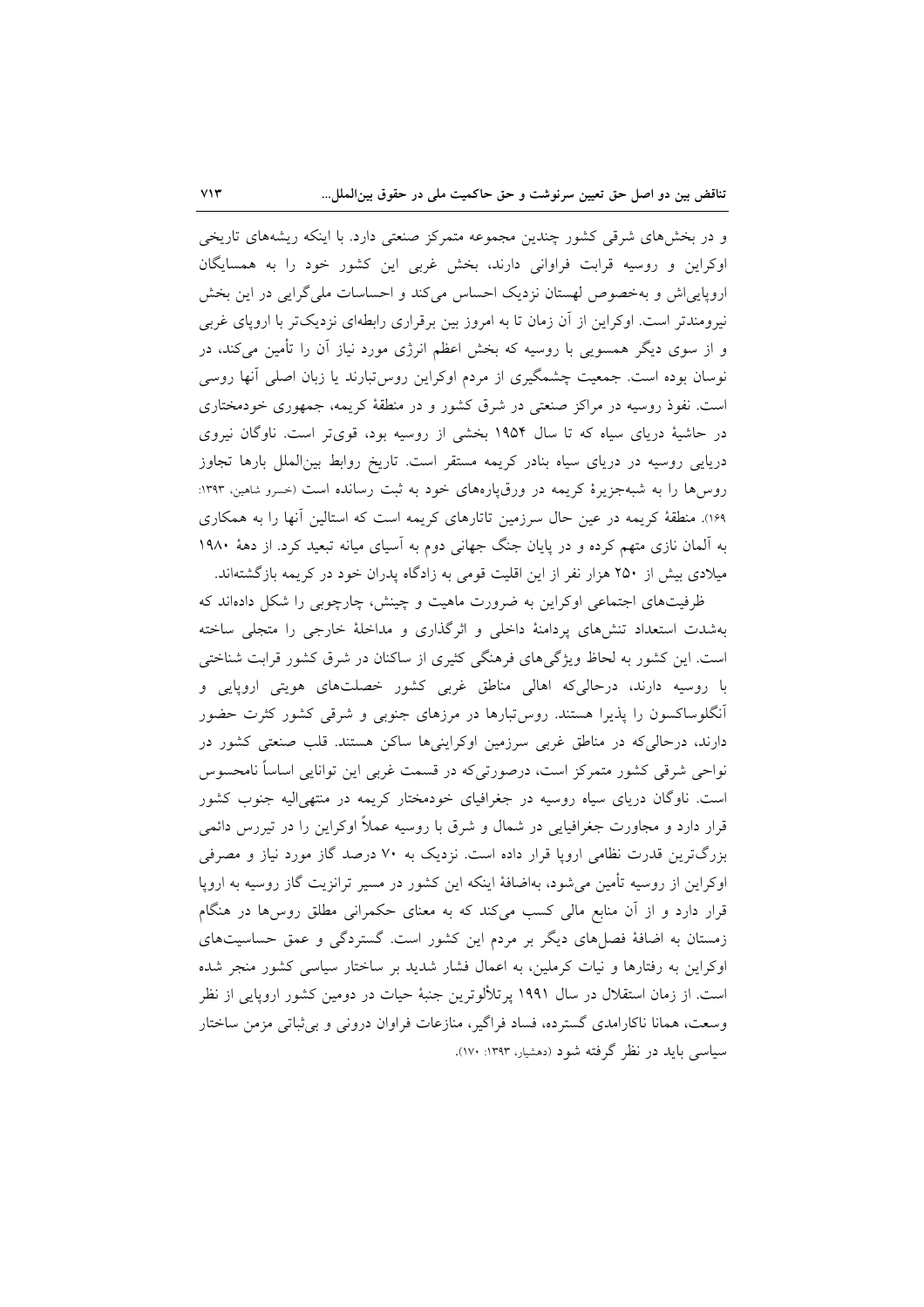و در بخش‌های شرقی کشور چندین مجموعه متمرکز صنعتی دارد. با اینکه ریشه‌های تاریخی اوکراین و روسیه قرابت فراوانی دارند، بخش غربی این کشور خود را به همسایگان اروپایی‌اش و به‌خصوص لهستان نزدیک احساس می‌کند و احساسات ملی‌گرایی در این بخش نیرومندتر است. اوکراین از آن زمان تا به امروز بین برقراری رابطه‌ای نزدیک‌تر با اروپای غربی و از سوی دیگر همسویی با روسیه که بخش اعظم انرژی مورد نیاز آن را تأمین می‌کند، در نوسان بوده است. جمعیت چشمگیری از مردم اوکراین روس‌تبارند یا زبان اصلی آنها روسی است. نفوذ روسیه در مراکز صنعتی در شرق کشور و در منطقهٔ کریمه، جمهوری خودمختاری در حاشیهٔ دریای سیاه که تا سال ۱۹۵۴ بخشی از روسیه بود، قوی‌تر است. ناوگان نیروی دریایی روسیه در دریای سیاه بنادر کریمه مستقر است. تاریخ روابط بین‌الملل بارها تجاوز روس‌ها را به شبه‌جزیرهٔ کریمه در ورق‌پاره‌های خود به ثبت رسانده است (خسرو شاهین، ۱۳۹۳: ۱۶۹). منطقهٔ کریمه در عین حال سرزمین تاتارهای کریمه است که استالین آنها را به همکاری به آلمان نازی متهم کرده و در پایان جنگ جهانی دوم به آسیای میانه تبعید کرد. از دههٔ ۱۹۸۰ میلادی بیش از ۲۵۰ هزار نفر از این اقلیت قومی به زادگاه پدران خود در کریمه بازگشته‌اند.

ظرفیت‌های اجتماعی اوکراین به ضرورت ماهیت و چینش، چارچوبی را شکل داده‌اند که به‌شدت استعداد تنش‌های پردامنهٔ داخلی و اثرگذاری و مداخلهٔ خارجی را متجلی ساخته است. این کشور به لحاظ ویژگی‌های فرهنگی کثیری از ساکنان در شرق کشور قرابت شناختی با روسیه دارند، درحالی‌که اهالی مناطق غربی کشور خصلت‌های هویتی اروپایی و آنگلوساکسون را پذیرا هستند. روس‌تبارها در مرزهای جنوبی و شرقی کشور کثرت حضور دارند، درحالی‌که در مناطق غربی سرزمین اوکراینی‌ها ساکن هستند. قلب صنعتی کشور در نواحی شرقی کشور متمرکز است، درصورتی‌که در قسمت غربی این توانایی اساساً نامحسوس است. ناوگان دریای سیاه روسیه در جغرافیای خودمختار کریمه در منتهی‌الیه جنوب کشور قرار دارد و مجاورت جغرافیایی در شمال و شرق با روسیه عملاً اوکراین را در تیررس دائمی بزرگ‌ترین قدرت نظامی اروپا قرار داده است. نزدیک به ۷۰ درصد گاز مورد نیاز و مصرفی اوکراین از روسیه تأمین می‌شود، به‌اضافهٔ اینکه این کشور در مسیر ترانزیت گاز روسیه به اروپا قرار دارد و از آن منابع مالی کسب می‌کند که به معنای حکمرانی مطلق روس‌ها در هنگام زمستان به اضافهٔ فصل‌های دیگر بر مردم این کشور است. گستردگی و عمق حساسیت‌های اوکراین به رفتارها و نیات کرملین، به اعمال فشار شدید بر ساختار سیاسی کشور منجر شده است. از زمان استقلال در سال ۱۹۹۱ پرتلألوترین جنبهٔ حیات در دومین کشور اروپایی از نظر وسعت، همانا ناکارامدی گسترده، فساد فراگیر، منازعات فراوان درونی و بی‌ثباتی مزمن ساختار سیاسی باید در نظر گرفته شود (دهشیار، ۱۳۹۳: ۱۷۰).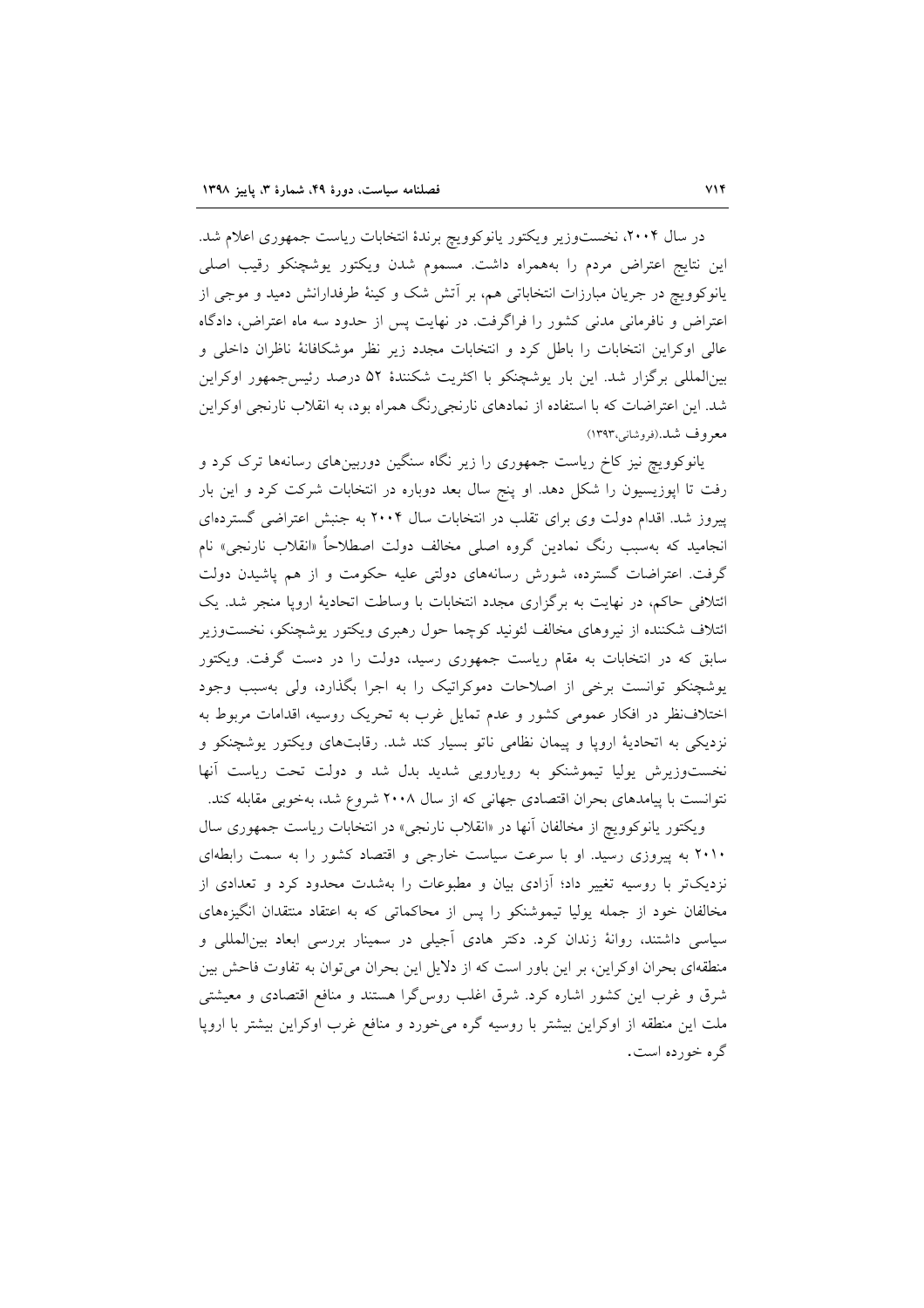در سال ۲۰۰۴، نخست‌وزیر ویکتور یانوکوویچ برندهٔ انتخابات ریاست جمهوری اعلام شد. این نتایج اعتراض مردم را به‌همراه داشت. مسموم شدن ویکتور یوشچنکو رقیب اصلی یانوکوویچ در جریان مبارزات انتخاباتی هم، بر آتش شک و کینهٔ طرفدارانش دمید و موجی از اعتراض و نافرمانی مدنی کشور را فراگرفت. در نهایت پس از حدود سه ماه اعتراض، دادگاه عالی اوکراین انتخابات را باطل کرد و انتخابات مجدد زیر نظر موشکافانهٔ ناظران داخلی و بین‌المللی برگزار شد. این بار یوشچنکو با اکثریت شکنندهٔ ۵۲ درصد رئیس‌جمهور اوکراین شد. این اعتراضات که با استفاده از نمادهای نارنجی‌رنگ همراه بود، به انقلاب نارنجی اوکراین معروف شد.(فروشانی،۱۳۹۳)

یانوکوویچ نیز کاخ ریاست جمهوری را زیر نگاه سنگین دوربین‌های رسانه‌ها ترک کرد و رفت تا اپوزیسیون را شکل دهد. او پنج سال بعد دوباره در انتخابات شرکت کرد و این بار پیروز شد. اقدام دولت وی برای تقلب در انتخابات سال ۲۰۰۴ به جنبش اعتراضی گسترده‌ای انجامید که به‌سبب رنگ نمادین گروه اصلی مخالف دولت اصطلاحاً «انقلاب نارنجی» نام گرفت. اعتراضات گسترده، شورش رسانه‌های دولتی علیه حکومت و از هم پاشیدن دولت ائتلافی حاکم، در نهایت به برگزاری مجدد انتخابات با وساطت اتحادیهٔ اروپا منجر شد. یک ائتلاف شکننده از نیروهای مخالف لئونید کوچما حول رهبری ویکتور یوشچنکو، نخست‌وزیر سابق که در انتخابات به مقام ریاست جمهوری رسید، دولت را در دست گرفت. ویکتور یوشچنکو توانست برخی از اصلاحات دموکراتیک را به اجرا بگذارد، ولی به‌سبب وجود اختلاف‌نظر در افکار عمومی کشور و عدم تمایل غرب به تحریک روسیه، اقدامات مربوط به نزدیکی به اتحادیهٔ اروپا و پیمان نظامی ناتو بسیار کند شد. رقابت‌های ویکتور یوشچنکو و نخست‌وزیرش یولیا تیموشنکو به رویارویی شدید بدل شد و دولت تحت ریاست آنها نتوانست با پیامدهای بحران اقتصادی جهانی که از سال ۲۰۰۸ شروع شد، به‌خوبی مقابله کند.

ویکتور یانوکوویچ از مخالفان آنها در «انقلاب نارنجی» در انتخابات ریاست جمهوری سال ۲۰۱۰ به پیروزی رسید. او با سرعت سیاست خارجی و اقتصاد کشور را به سمت رابطه‌ای نزدیک‌تر با روسیه تغییر داد؛ آزادی بیان و مطبوعات را به‌شدت محدود کرد و تعدادی از مخالفان خود از جمله یولیا تیموشنکو را پس از محاکماتی که به اعتقاد منتقدان انگیزه‌های سیاسی داشتند، روانهٔ زندان کرد. دکتر هادی آجیلی در سمینار بررسی ابعاد بین‌المللی و منطقه‌ای بحران اوکراین، بر این باور است که از دلایل این بحران می‌توان به تفاوت فاحش بین شرق و غرب این کشور اشاره کرد. شرق اغلب روس‌گرا هستند و منافع اقتصادی و معیشتی ملت این منطقه از اوکراین بیشتر با روسیه گره می‌خورد و منافع غرب اوکراین بیشتر با اروپا گره خورده است.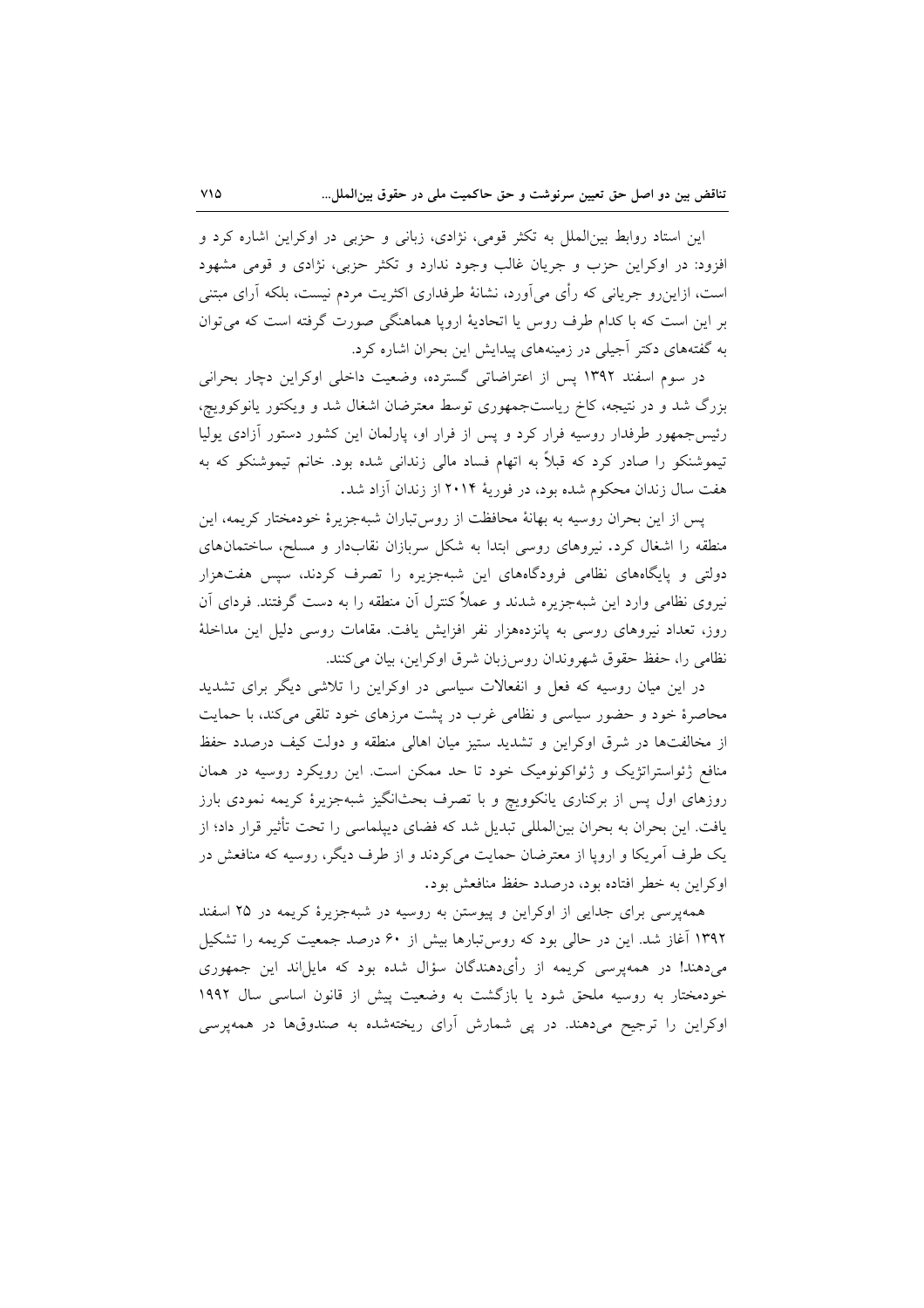این استاد روابط بین‌الملل به تکثر قومی، نژادی، زبانی و حزبی در اوکراین اشاره کرد و افزود: در اوکراین حزب و جریان غالب وجود ندارد و تکثر حزبی، نژادی و قومی مشهود است، ازاین‌رو جریانی که رأی می‌آورد، نشانهٔ طرفداری اکثریت مردم نیست، بلکه آرای مبتنی بر این است که با کدام طرف روس یا اتحادیهٔ اروپا هماهنگی صورت گرفته است که می‌توان به گفته‌های دکتر آجیلی در زمینه‌های پیدایش این بحران اشاره کرد.

در سوم اسفند ۱۳۹۲ پس از اعتراضاتی گسترده، وضعیت داخلی اوکراین دچار بحرانی بزرگ شد و در نتیجه، کاخ ریاست‌جمهوری توسط معترضان اشغال شد و ویکتور یانوکوویچ، رئیس‌جمهور طرفدار روسیه فرار کرد و پس از فرار او، پارلمان این کشور دستور آزادی یولیا تیموشنکو را صادر کرد که قبلاً به اتهام فساد مالی زندانی شده بود. خانم تیموشنکو که به هفت سال زندان محکوم شده بود، در فوریهٔ ۲۰۱۴ از زندان آزاد شد.

پس از این بحران روسیه به بهانهٔ محافظت از روس‌تباران شبه‌جزیرهٔ خودمختار کریمه، این منطقه را اشغال کرد. نیروهای روسی ابتدا به شکل سربازان نقاب‌دار و مسلح، ساختمان‌های دولتی و پایگاه‌های نظامی فرودگاه‌های این شبه‌جزیره را تصرف کردند، سپس هفت‌هزار نیروی نظامی وارد این شبه‌جزیره شدند و عملاً کنترل آن منطقه را به دست گرفتند. فردای آن روز، تعداد نیروهای روسی به پانزده‌هزار نفر افزایش یافت. مقامات روسی دلیل این مداخلهٔ نظامی را، حفظ حقوق شهروندان روس‌زبان شرق اوکراین، بیان می‌کنند.

در این میان روسیه که فعل و انفعالات سیاسی در اوکراین را تلاشی دیگر برای تشدید محاصرهٔ خود و حضور سیاسی و نظامی غرب در پشت مرزهای خود تلقی می‌کند، با حمایت از مخالفت‌ها در شرق اوکراین و تشدید ستیز میان اهالی منطقه و دولت کیف درصدد حفظ منافع ژئواستراتژیک و ژئواکونومیک خود تا حد ممکن است. این رویکرد روسیه در همان روزهای اول پس از برکناری یانکوویچ و با تصرف بحث‌انگیز شبه‌جزیرهٔ کریمه نمودی بارز یافت. این بحران به بحران بین‌المللی تبدیل شد که فضای دیپلماسی را تحت تأثیر قرار داد؛ از یک طرف آمریکا و اروپا از معترضان حمایت می‌کردند و از طرف دیگر، روسیه که منافعش در اوکراین به خطر افتاده بود، درصدد حفظ منافعش بود.

همه‌پرسی برای جدایی از اوکراین و پیوستن به روسیه در شبه‌جزیرهٔ کریمه در ۲۵ اسفند ۱۳۹۲ آغاز شد. این در حالی بود که روس‌تبارها بیش از ۶۰ درصد جمعیت کریمه را تشکیل می‌دهند! در همه‌پرسی کریمه از رأی‌دهندگان سؤال شده بود که مایل‌اند این جمهوری خودمختار به روسیه ملحق شود یا بازگشت به وضعیت پیش از قانون اساسی سال ۱۹۹۲ اوکراین را ترجیح می‌دهند. در پی شمارش آرای ریخته‌شده به صندوق‌ها در همه‌پرسی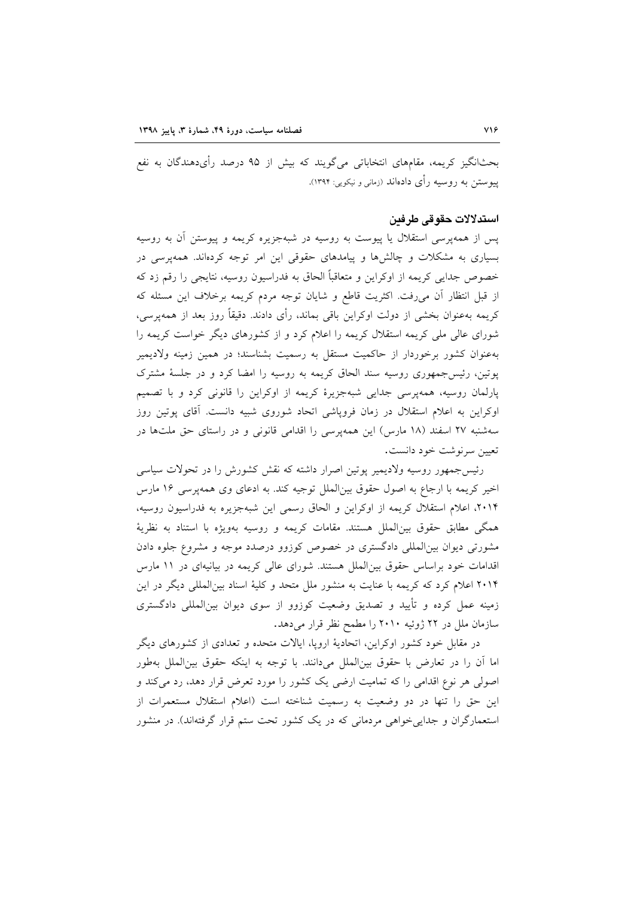بحث‌انگیز کریمه، مقام‌های انتخاباتی می‌گویند که بیش از ۹۵ درصد رأی‌دهندگان به نفع پیوستن به روسیه رأی داده‌اند (زمانی و نیکویی: ۱۳۹۴).

### استدلالات حقوقی طرفین

پس از همه‌پرسی استقلال یا پیوست به روسیه در شبه‌جزیره کریمه و پیوستن آن به روسیه بسیاری به مشکلات و چالش‌ها و پیامدهای حقوقی این امر توجه کرده‌اند. همه‌پرسی در خصوص جدایی کریمه از اوکراین و متعاقباً الحاق به فدراسیون روسیه، نتایجی را رقم زد که از قبل انتظار آن می‌رفت. اکثریت قاطع و شایان توجه مردم کریمه برخلاف این مسئله که کریمه به‌عنوان بخشی از دولت اوکراین باقی بماند، رأی دادند. دقیقاً روز بعد از همه‌پرسی، شورای عالی ملی کریمه استقلال کریمه را اعلام کرد و از کشورهای دیگر خواست کریمه را به‌عنوان کشور برخوردار از حاکمیت مستقل به رسمیت بشناسند؛ در همین زمینه ولادیمیر پوتین، رئیس‌جمهوری روسیه سند الحاق کریمه به روسیه را امضا کرد و در جلسهٔ مشترک پارلمان روسیه، همه‌پرسی جدایی شبه‌جزیرهٔ کریمه از اوکراین را قانونی کرد و با تصمیم اوکراین به اعلام استقلال در زمان فروپاشی اتحاد شوروی شبیه دانست. آقای پوتین روز سه‌شنبه ۲۷ اسفند (۱۸ مارس) این همه‌پرسی را اقدامی قانونی و در راستای حق ملت‌ها در تعیین سرنوشت خود دانست.

رئیس‌جمهور روسیه ولادیمیر پوتین اصرار داشته که نقش کشورش را در تحولات سیاسی اخیر کریمه با ارجاع به اصول حقوق بین‌الملل توجیه کند. به ادعای وی همه‌پرسی ۱۶ مارس ۲۰۱۴، اعلام استقلال کریمه از اوکراین و الحاق رسمی این شبه‌جزیره به فدراسیون روسیه، همگی مطابق حقوق بین‌الملل هستند. مقامات کریمه و روسیه به‌ویژه با استناد به نظریهٔ مشورتی دیوان بین‌المللی دادگستری در خصوص کوزوو درصدد موجه و مشروع جلوه دادن اقدامات خود براساس حقوق بین‌الملل هستند. شورای عالی کریمه در بیانیه‌ای در ۱۱ مارس ۲۰۱۴ اعلام کرد که کریمه با عنایت به منشور ملل متحد و کلیهٔ اسناد بین‌المللی دیگر در این زمینه عمل کرده و تأیید و تصدیق وضعیت کوزوو از سوی دیوان بین‌المللی دادگستری سازمان ملل در ۲۲ ژوئیه ۲۰۱۰ را مطمح نظر قرار می‌دهد.

در مقابل خود کشور اوکراین، اتحادیهٔ اروپا، ایالات متحده و تعدادی از کشورهای دیگر اما آن را در تعارض با حقوق بین‌الملل می‌دانند. با توجه به اینکه حقوق بین‌الملل به‌طور اصولی هر نوع اقدامی را که تمامیت ارضی یک کشور را مورد تعرض قرار دهد، رد می‌کند و این حق را تنها در دو وضعیت به رسمیت شناخته است (اعلام استقلال مستعمرات از استعمارگران و جدایی‌خواهی مردمانی که در یک کشور تحت ستم قرار گرفته‌اند). در منشور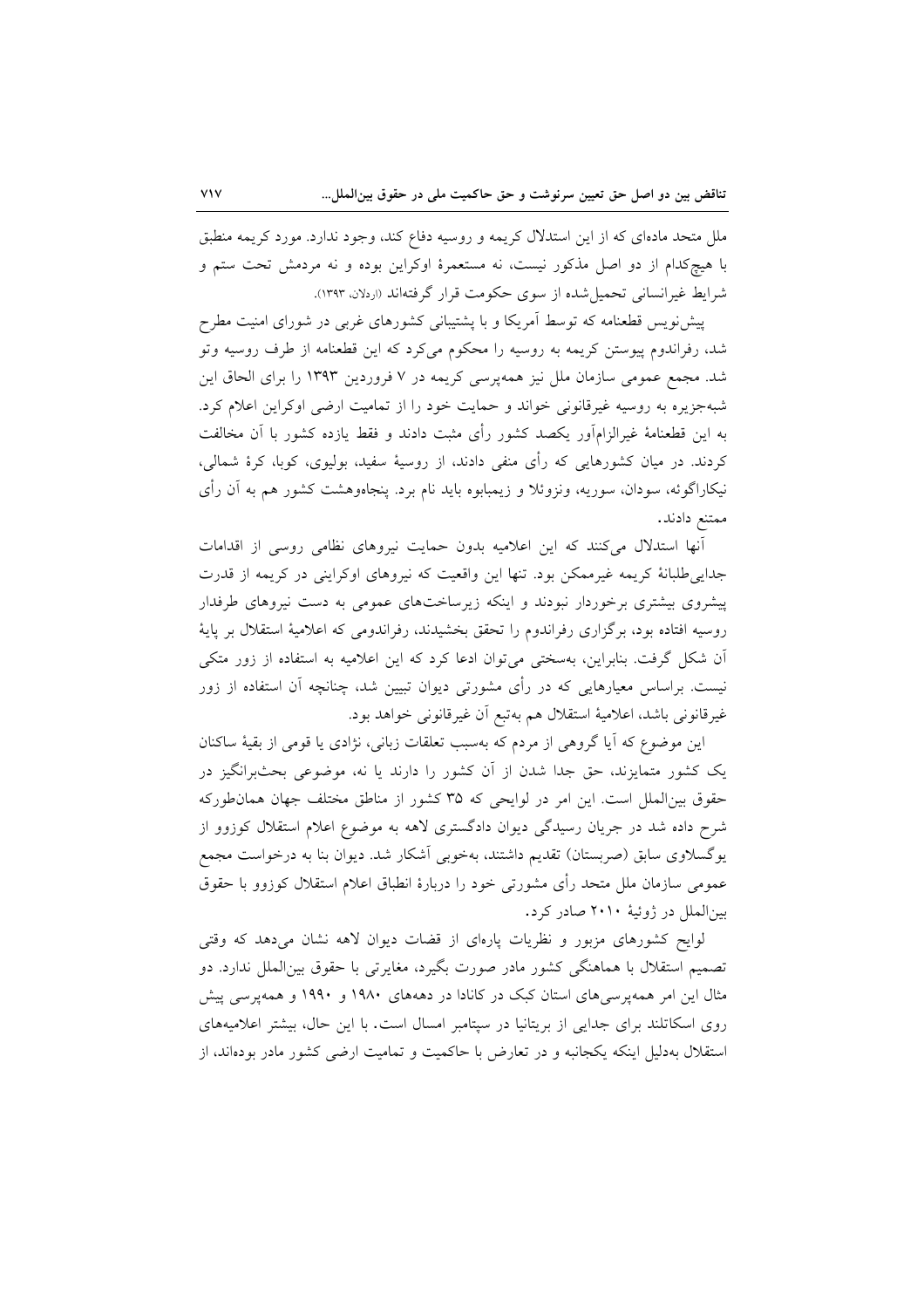ملل متحد ماده‌ای که از این استدلال کریمه و روسیه دفاع کند، وجود ندارد. مورد کریمه منطبق با هیچ‌کدام از دو اصل مذکور نیست، نه مستعمرهٔ اوکراین بوده و نه مردمش تحت ستم و شرایط غیرانسانی تحمیل‌شده از سوی حکومت قرار گرفته‌اند (اردلان، ۱۳۹۳).

پیش‌نویس قطعنامه که توسط آمریکا و با پشتیبانی کشورهای غربی در شورای امنیت مطرح شد، رفراندوم پیوستن کریمه به روسیه را محکوم می‌کرد که این قطعنامه از طرف روسیه وتو شد. مجمع عمومی سازمان ملل نیز همه‌پرسی کریمه در ۷ فروردین ۱۳۹۳ را برای الحاق این شبه‌جزیره به روسیه غیرقانونی خواند و حمایت خود را از تمامیت ارضی اوکراین اعلام کرد. به این قطعنامهٔ غیرالزام‌آور یکصد کشور رأی مثبت دادند و فقط یازده کشور با آن مخالفت کردند. در میان کشورهایی که رأی منفی دادند، از روسیهٔ سفید، بولیوی، کوبا، کرهٔ شمالی، نیکاراگوئه، سودان، سوریه، ونزوئلا و زیمبابوه باید نام برد. پنجاه‌وهشت کشور هم به آن رأی ممتنع دادند.

آنها استدلال می‌کنند که این اعلامیه بدون حمایت نیروهای نظامی روسی از اقدامات جدایی‌طلبانهٔ کریمه غیرممکن بود. تنها این واقعیت که نیروهای اوکراینی در کریمه از قدرت پیشروی بیشتری برخوردار نبودند و اینکه زیرساخت‌های عمومی به دست نیروهای طرفدار روسیه افتاده بود، برگزاری رفراندوم را تحقق بخشیدند، رفراندومی که اعلامیهٔ استقلال بر پایهٔ آن شکل گرفت. بنابراین، به‌سختی می‌توان ادعا کرد که این اعلامیه به استفاده از زور متکی نیست. براساس معیارهایی که در رأی مشورتی دیوان تبیین شد، چنانچه آن استفاده از زور غیرقانونی باشد، اعلامیهٔ استقلال هم به‌تبع آن غیرقانونی خواهد بود.

این موضوع که آیا گروهی از مردم که به‌سبب تعلقات زبانی، نژادی یا قومی از بقیهٔ ساکنان یک کشور متمایزند، حق جدا شدن از آن کشور را دارند یا نه، موضوعی بحث‌برانگیز در حقوق بین‌الملل است. این امر در لوایحی که ۳۵ کشور از مناطق مختلف جهان همان‌طورکه شرح داده شد در جریان رسیدگی دیوان دادگستری لاهه به موضوع اعلام استقلال کوزوو از یوگسلاوی سابق (صربستان) تقدیم داشتند، به‌خوبی آشکار شد. دیوان بنا به درخواست مجمع عمومی سازمان ملل متحد رأی مشورتی خود را دربارهٔ انطباق اعلام استقلال کوزوو با حقوق بین‌الملل در ژوئیهٔ ۲۰۱۰ صادر کرد.

لوایح کشورهای مزبور و نظریات پاره‌ای از قضات دیوان لاهه نشان می‌دهد که وقتی تصمیم استقلال با هماهنگی کشور مادر صورت بگیرد، مغایرتی با حقوق بین‌الملل ندارد. دو مثال این امر همه‌پرسی‌های استان کبک در کانادا در دهه‌های ۱۹۸۰ و ۱۹۹۰ و همه‌پرسی پیش روی اسکاتلند برای جدایی از بریتانیا در سپتامبر امسال است. با این حال، بیشتر اعلامیه‌های استقلال به‌دلیل اینکه یکجانبه و در تعارض با حاکمیت و تمامیت ارضی کشور مادر بوده‌اند، از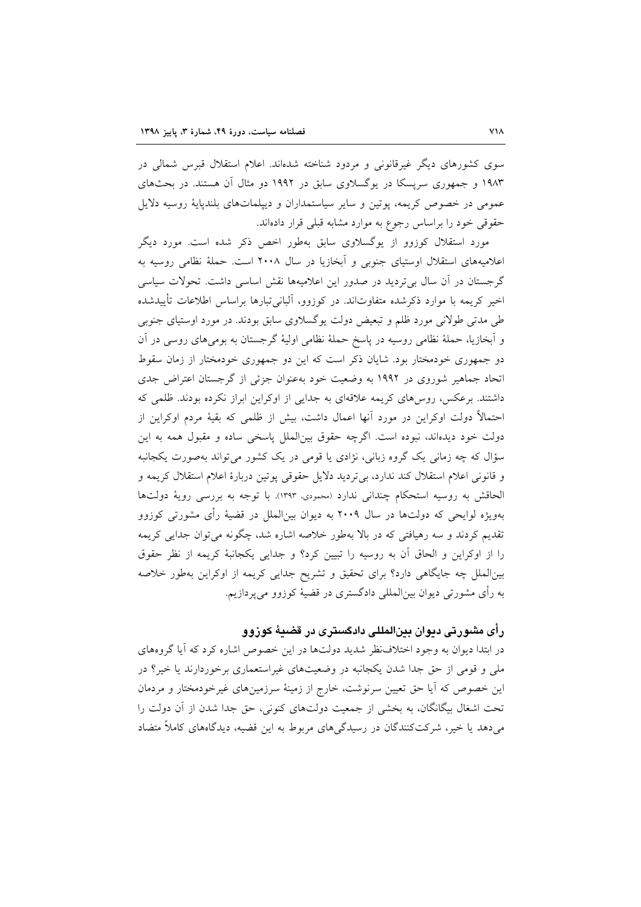سوی کشورهای دیگر غیرقانونی و مردود شناخته شده‌اند. اعلام استقلال قبرس شمالی در ۱۹۸۳ و جمهوری سرپسکا در یوگسلاوی سابق در ۱۹۹۲ دو مثال آن هستند. در بحث‌های عمومی در خصوص کریمه، پوتین و سایر سیاستمداران و دیپلمات‌های بلندپایهٔ روسیه دلایل حقوقی خود را براساس رجوع به موارد مشابه قبلی قرار داده‌اند.

مورد استقلال کوزوو از یوگسلاوی سابق به‌طور اخص ذکر شده است. مورد دیگر اعلامیه‌های استقلال اوستیای جنوبی و آبخازیا در سال ۲۰۰۸ است. حملهٔ نظامی روسیه به گرجستان در آن سال بی‌تردید در صدور این اعلامیه‌ها نقش اساسی داشت. تحولات سیاسی اخیر کریمه با موارد ذکرشده متفاوت‌اند. در کوزوو، آلبانی‌تبارها براساس اطلاعات تأییدشده طی مدتی طولانی مورد ظلم و تبعیض دولت یوگسلاوی سابق بودند. در مورد اوستیای جنوبی و آبخازیا، حملهٔ نظامی روسیه در پاسخ حملهٔ نظامی اولیهٔ گرجستان به بومی‌های روسی در آن دو جمهوری خودمختار بود. شایان ذکر است که این دو جمهوری خودمختار از زمان سقوط اتحاد جماهیر شوروی در ۱۹۹۲ به وضعیت خود به‌عنوان جزئی از گرجستان اعتراض جدی داشتند. برعکس، روس‌های کریمه علاقه‌ای به جدایی از اوکراین ابراز نکرده بودند. ظلمی که احتمالاً دولت اوکراین در مورد آنها اعمال داشت، بیش از ظلمی که بقیهٔ مردم اوکراین از دولت خود دیده‌اند، نبوده است. اگرچه حقوق بین‌الملل پاسخی ساده و مقبول همه به این سؤال که چه زمانی یک گروه زبانی، نژادی یا قومی در یک کشور می‌تواند به‌صورت یکجانبه و قانونی اعلام استقلال کند ندارد، بی‌تردید دلایل حقوقی پوتین دربارهٔ اعلام استقلال کریمه و الحاقش به روسیه استحکام چندانی ندارد (محمودی، ۱۳۹۳). با توجه به بررسی رویهٔ دولت‌ها به‌ویژه لوایحی که دولت‌ها در سال ۲۰۰۹ به دیوان بین‌الملل در قضیهٔ رأی مشورتی کوزوو تقدیم کردند و سه رهیافتی که در بالا به‌طور خلاصه اشاره شد، چگونه می‌توان جدایی کریمه را از اوکراین و الحاق آن به روسیه را تبیین کرد؟ و جدایی یکجانبهٔ کریمه از نظر حقوق بین‌الملل چه جایگاهی دارد؟ برای تحقیق و تشریح جدایی کریمه از اوکراین به‌طور خلاصه به رأی مشورتی دیوان بین‌المللی دادگستری در قضیهٔ کوزوو می‌پردازیم.

## رأی مشورتی دیوان بین‌المللی دادگستری در قضیهٔ کوزوو

در ابتدا دیوان به وجود اختلاف‌نظر شدید دولت‌ها در این خصوص اشاره کرد که آیا گروه‌های ملی و قومی از حق جدا شدن یکجانبه در وضعیت‌های غیراستعماری برخوردارند یا خیر؟ در این خصوص که آیا حق تعیین سرنوشت، خارج از زمینهٔ سرزمین‌های غیرخودمختار و مردمان تحت اشغال بیگانگان، به بخشی از جمعیت دولت‌های کنونی، حق جدا شدن از آن دولت را می‌دهد یا خیر، شرکت‌کنندگان در رسیدگی‌های مربوط به این قضیه، دیدگاه‌های کاملاً متضاد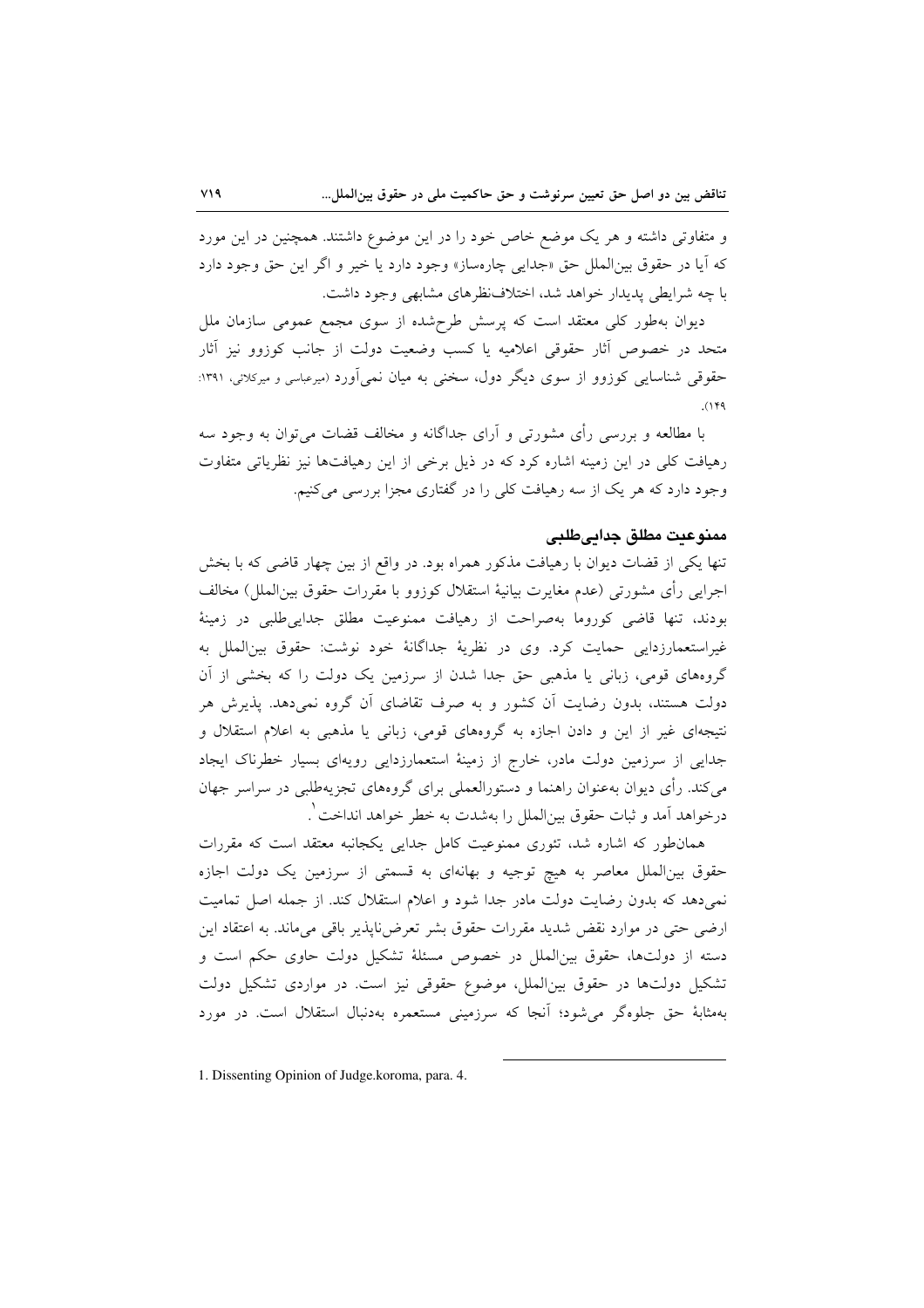و متفاوتی داشته و هر یک موضع خاص خود را در این موضوع داشتند. همچنین در این مورد که آیا در حقوق بین‌الملل حق «جدایی چاره‌ساز» وجود دارد یا خیر و اگر این حق وجود دارد با چه شرایطی پدیدار خواهد شد، اختلاف‌نظرهای مشابهی وجود داشت.

دیوان به‌طور کلی معتقد است که پرسش طرح‌شده از سوی مجمع عمومی سازمان ملل متحد در خصوص آثار حقوقی اعلامیه یا کسب وضعیت دولت از جانب کوزوو نیز آثار حقوقی شناسایی کوزوو از سوی دیگر دول، سخنی به میان نمی‌آورد (میرعباسی و میرکلائی، ۱۳۹۱: ۱۴۹).

با مطالعه و بررسی رأی مشورتی و آرای جداگانه و مخالف قضات می‌توان به وجود سه رهیافت کلی در این زمینه اشاره کرد که در ذیل برخی از این رهیافت‌ها نیز نظریاتی متفاوت وجود دارد که هر یک از سه رهیافت کلی را در گفتاری مجزا بررسی می‌کنیم.

## ممنوعیت مطلق جدایی‌طلبی

تنها یکی از قضات دیوان با رهیافت مذکور همراه بود. در واقع از بین چهار قاضی که با بخش اجرایی رأی مشورتی (عدم مغایرت بیانیهٔ استقلال کوزوو با مقررات حقوق بین‌الملل) مخالف بودند، تنها قاضی کوروما به‌صراحت از رهیافت ممنوعیت مطلق جدایی‌طلبی در زمینهٔ غیراستعمارزدایی حمایت کرد. وی در نظریهٔ جداگانهٔ خود نوشت: حقوق بین‌الملل به گروه‌های قومی، زبانی یا مذهبی حق جدا شدن از سرزمین یک دولت را که بخشی از آن دولت هستند، بدون رضایت آن کشور و به صرف تقاضای آن گروه نمی‌دهد. پذیرش هر نتیجه‌ای غیر از این و دادن اجازه به گروه‌های قومی، زبانی یا مذهبی به اعلام استقلال و جدایی از سرزمین دولت مادر، خارج از زمینهٔ استعمارزدایی رویه‌ای بسیار خطرناک ایجاد می‌کند. رأی دیوان به‌عنوان راهنما و دستورالعملی برای گروه‌های تجزیه‌طلبی در سراسر جهان درخواهد آمد و ثبات حقوق بین‌الملل را به‌شدت به خطر خواهد انداخت[1].

همان‌طور که اشاره شد، تئوری ممنوعیت کامل جدایی یکجانبه معتقد است که مقررات حقوق بین‌الملل معاصر به هیچ توجیه و بهانه‌ای به قسمتی از سرزمین یک دولت اجازه نمی‌دهد که بدون رضایت دولت مادر جدا شود و اعلام استقلال کند. از جمله اصل تمامیت ارضی حتی در موارد نقض شدید مقررات حقوق بشر تعرض‌ناپذیر باقی می‌ماند. به اعتقاد این دسته از دولت‌ها، حقوق بین‌الملل در خصوص مسئلهٔ تشکیل دولت حاوی حکم است و تشکیل دولت‌ها در حقوق بین‌الملل، موضوع حقوقی نیز است. در مواردی تشکیل دولت به‌مثابهٔ حق جلوه‌گر می‌شود؛ آنجا که سرزمینی مستعمره به‌دنبال استقلال است. در مورد

1. Dissenting Opinion of Judge.koroma, para. 4.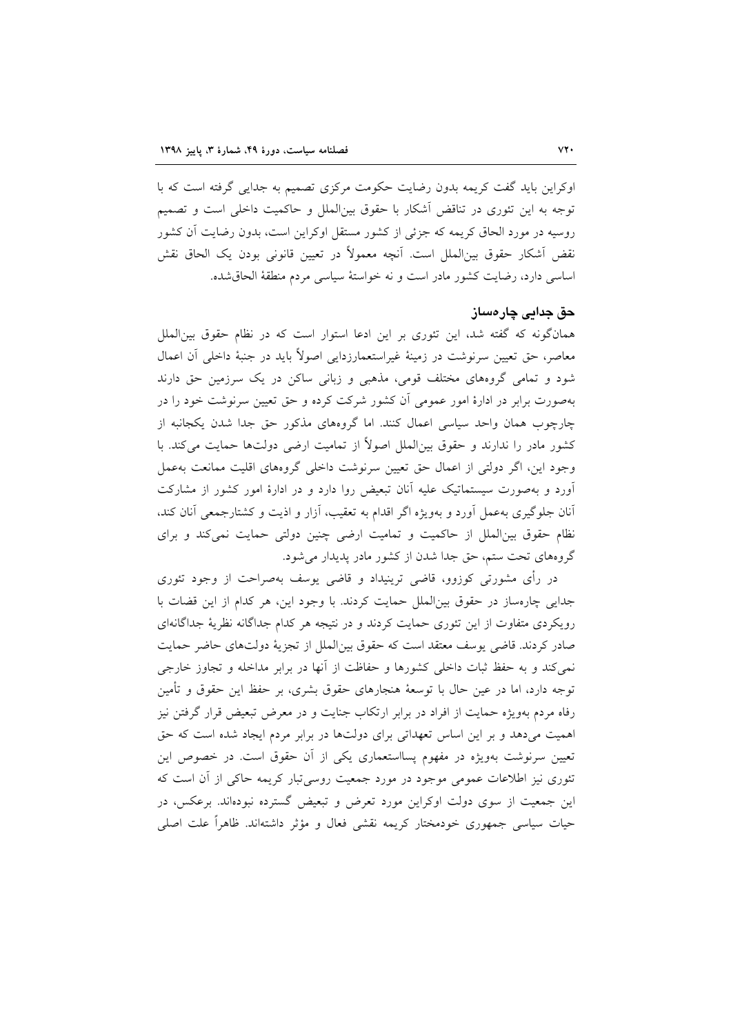اوکراین باید گفت کریمه بدون رضایت حکومت مرکزی تصمیم به جدایی گرفته است که با توجه به این تئوری در تناقض آشکار با حقوق بین‌الملل و حاکمیت داخلی است و تصمیم روسیه در مورد الحاق کریمه که جزئی از کشور مستقل اوکراین است، بدون رضایت آن کشور نقض آشکار حقوق بین‌الملل است. آنچه معمولاً در تعیین قانونی بودن یک الحاق نقش اساسی دارد، رضایت کشور مادر است و نه خواستهٔ سیاسی مردم منطقهٔ الحاق‌شده.

## حق جدایی چاره‌ساز

همان‌گونه که گفته شد، این تئوری بر این ادعا استوار است که در نظام حقوق بین‌الملل معاصر، حق تعیین سرنوشت در زمینهٔ غیراستعمارزدایی اصولاً باید در جنبهٔ داخلی آن اعمال شود و تمامی گروه‌های مختلف قومی، مذهبی و زبانی ساکن در یک سرزمین حق دارند به‌صورت برابر در ادارهٔ امور عمومی آن کشور شرکت کرده و حق تعیین سرنوشت خود را در چارچوب همان واحد سیاسی اعمال کنند. اما گروه‌های مذکور حق جدا شدن یکجانبه از کشور مادر را ندارند و حقوق بین‌الملل اصولاً از تمامیت ارضی دولت‌ها حمایت می‌کند. با وجود این، اگر دولتی از اعمال حق تعیین سرنوشت داخلی گروه‌های اقلیت ممانعت به‌عمل آورد و به‌صورت سیستماتیک علیه آنان تبعیض روا دارد و در ادارهٔ امور کشور از مشارکت آنان جلوگیری به‌عمل آورد و به‌ویژه اگر اقدام به تعقیب، آزار و اذیت و کشتارجمعی آنان کند، نظام حقوق بین‌الملل از حاکمیت و تمامیت ارضی چنین دولتی حمایت نمی‌کند و برای گروه‌های تحت ستم، حق جدا شدن از کشور مادر پدیدار می‌شود.

در رأی مشورتی کوزوو، قاضی ترینیداد و قاضی یوسف به‌صراحت از وجود تئوری جدایی چاره‌ساز در حقوق بین‌الملل حمایت کردند. با وجود این، هر کدام از این قضات با رویکردی متفاوت از این تئوری حمایت کردند و در نتیجه هر کدام جداگانه نظریهٔ جداگانه‌ای صادر کردند. قاضی یوسف معتقد است که حقوق بین‌الملل از تجزیهٔ دولت‌های حاضر حمایت نمی‌کند و به حفظ ثبات داخلی کشورها و حفاظت از آنها در برابر مداخله و تجاوز خارجی توجه دارد، اما در عین حال با توسعهٔ هنجارهای حقوق بشری، بر حفظ این حقوق و تأمین رفاه مردم به‌ویژه حمایت از افراد در برابر ارتکاب جنایت و در معرض تبعیض قرار گرفتن نیز اهمیت می‌دهد و بر این اساس تعهداتی برای دولت‌ها در برابر مردم ایجاد شده است که حق تعیین سرنوشت به‌ویژه در مفهوم پسااستعماری یکی از آن حقوق است. در خصوص این تئوری نیز اطلاعات عمومی موجود در مورد جمعیت روسی‌تبار کریمه حاکی از آن است که این جمعیت از سوی دولت اوکراین مورد تعرض و تبعیض گسترده نبوده‌اند. برعکس، در حیات سیاسی جمهوری خودمختار کریمه نقشی فعال و مؤثر داشته‌اند. ظاهراً علت اصلی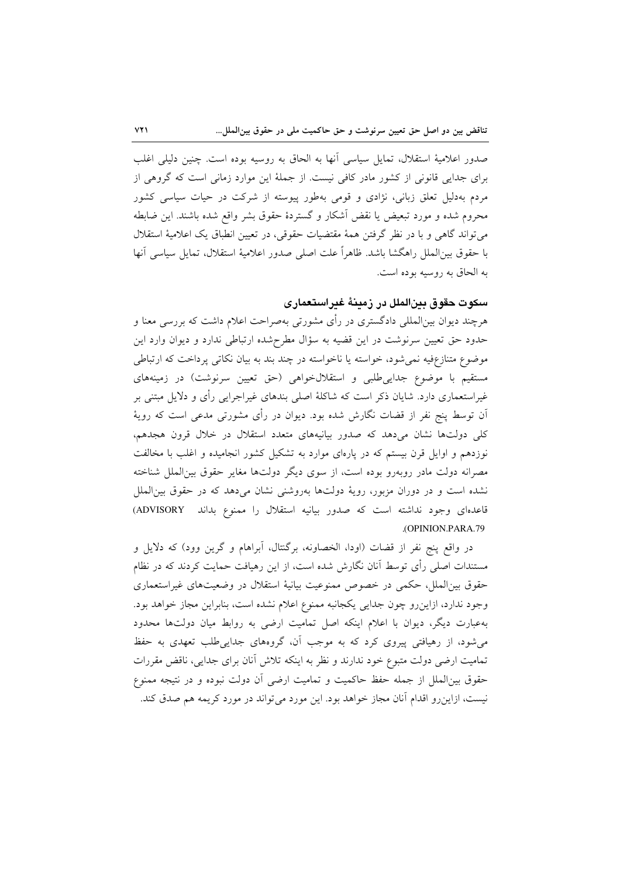صدور اعلامیهٔ استقلال، تمایل سیاسی آنها به الحاق به روسیه بوده است. چنین دلیلی اغلب برای جدایی قانونی از کشور مادر کافی نیست. از جملهٔ این موارد زمانی است که گروهی از مردم به‌دلیل تعلق زبانی، نژادی و قومی به‌طور پیوسته از شرکت در حیات سیاسی کشور محروم شده و مورد تبعیض یا نقض آشکار و گستردهٔ حقوق بشر واقع شده باشند. این ضابطه می‌تواند گاهی و با در نظر گرفتن همهٔ مقتضیات حقوقی، در تعیین انطباق یک اعلامیهٔ استقلال با حقوق بین‌الملل راهگشا باشد. ظاهراً علت اصلی صدور اعلامیهٔ استقلال، تمایل سیاسی آنها به الحاق به روسیه بوده است.

## سکوت حقوق بین‌الملل در زمینهٔ غیراستعماری

هرچند دیوان بین‌المللی دادگستری در رأی مشورتی به‌صراحت اعلام داشت که بررسی معنا و حدود حق تعیین سرنوشت در این قضیه به سؤال مطرح‌شده ارتباطی ندارد و دیوان وارد این موضوع متنازع‌فیه نمی‌شود، خواسته یا ناخواسته در چند بند به بیان نکاتی پرداخت که ارتباطی مستقیم با موضوع جدایی‌طلبی و استقلال‌خواهی (حق تعیین سرنوشت) در زمینه‌های غیراستعماری دارد. شایان ذکر است که شاکلهٔ اصلی بندهای غیراجرایی رأی و دلایل مبتنی بر آن توسط پنج نفر از قضات نگارش شده بود. دیوان در رأی مشورتی مدعی است که رویهٔ کلی دولت‌ها نشان می‌دهد که صدور بیانیه‌های متعدد استقلال در خلال قرون هجدهم، نوزدهم و اوایل قرن بیستم که در پاره‌ای موارد به تشکیل کشور انجامیده و اغلب با مخالفت مصرانه دولت مادر روبه‌رو بوده است، از سوی دیگر دولت‌ها مغایر حقوق بین‌الملل شناخته نشده است و در دوران مزبور، رویهٔ دولت‌ها به‌روشنی نشان می‌دهد که در حقوق بین‌الملل قاعده‌ای وجود نداشته است که صدور بیانیه استقلال را ممنوع بداند (ADVISORY OPINION.PARA.79).

در واقع پنج نفر از قضات (اودا، الخصاونه، برگنتال، آبراهام و گرین وود) که دلایل و مستندات اصلی رأی توسط آنان نگارش شده است، از این رهیافت حمایت کردند که در نظام حقوق بین‌الملل، حکمی در خصوص ممنوعیت بیانیهٔ استقلال در وضعیت‌های غیراستعماری وجود ندارد، ازاین‌رو چون جدایی یکجانبه ممنوع اعلام نشده است، بنابراین مجاز خواهد بود. به‌عبارت دیگر، دیوان با اعلام اینکه اصل تمامیت ارضی به روابط میان دولت‌ها محدود می‌شود، از رهیافتی پیروی کرد که به موجب آن، گروه‌های جدایی‌طلب تعهدی به حفظ تمامیت ارضی دولت متبوع خود ندارند و نظر به اینکه تلاش آنان برای جدایی، ناقض مقررات حقوق بین‌الملل از جمله حفظ حاکمیت و تمامیت ارضی آن دولت نبوده و در نتیجه ممنوع نیست، ازاین‌رو اقدام آنان مجاز خواهد بود. این مورد می‌تواند در مورد کریمه هم صدق کند.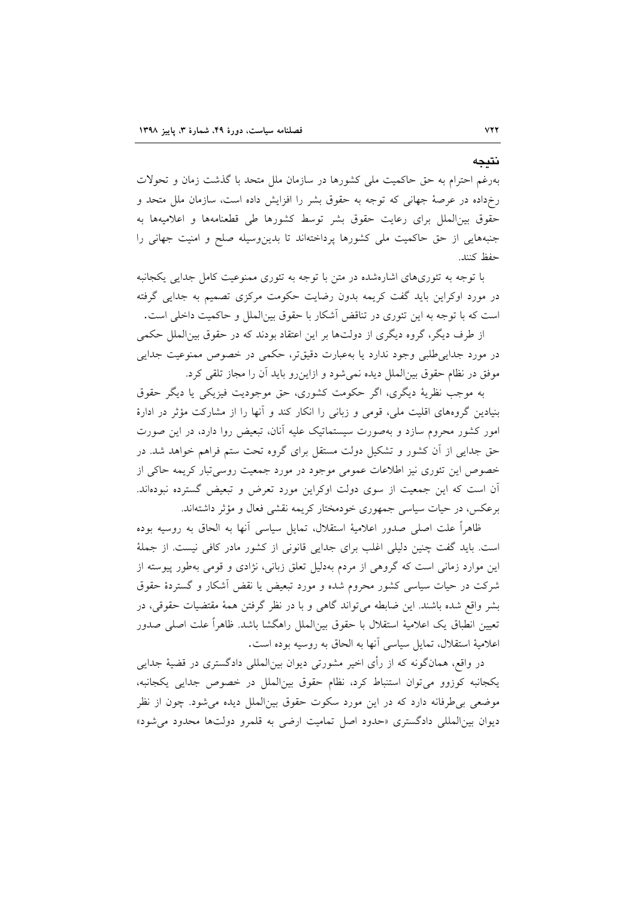## نتیجه

به‌رغم احترام به حق حاکمیت ملی کشورها در سازمان ملل متحد با گذشت زمان و تحولات رخ‌داده در عرصهٔ جهانی که توجه به حقوق بشر را افزایش داده است، سازمان ملل متحد و حقوق بین‌الملل برای رعایت حقوق بشر توسط کشورها طی قطعنامه‌ها و اعلامیه‌ها به جنبه‌هایی از حق حاکمیت ملی کشورها پرداخته‌اند تا بدین‌وسیله صلح و امنیت جهانی را حفظ کنند.

با توجه به تئوری‌های اشاره‌شده در متن با توجه به تئوری ممنوعیت کامل جدایی یکجانبه در مورد اوکراین باید گفت کریمه بدون رضایت حکومت مرکزی تصمیم به جدایی گرفته است که با توجه به این تئوری در تناقض آشکار با حقوق بین‌الملل و حاکمیت داخلی است.

از طرف دیگر، گروه دیگری از دولت‌ها بر این اعتقاد بودند که در حقوق بین‌الملل حکمی در مورد جدایی‌طلبی وجود ندارد یا به‌عبارت دقیق‌تر، حکمی در خصوص ممنوعیت جدایی موفق در نظام حقوق بین‌الملل دیده نمی‌شود و ازاین‌رو باید آن را مجاز تلقی کرد.

به موجب نظریهٔ دیگری، اگر حکومت کشوری، حق موجودیت فیزیکی یا دیگر حقوق بنیادین گروه‌های اقلیت ملی، قومی و زبانی را انکار کند و آنها را از مشارکت مؤثر در ادارهٔ امور کشور محروم سازد و به‌صورت سیستماتیک علیه آنان، تبعیض روا دارد، در این صورت حق جدایی از آن کشور و تشکیل دولت مستقل برای گروه تحت ستم فراهم خواهد شد. در خصوص این تئوری نیز اطلاعات عمومی موجود در مورد جمعیت روسی‌تبار کریمه حاکی از آن است که این جمعیت از سوی دولت اوکراین مورد تعرض و تبعیض گسترده نبوده‌اند. برعکس، در حیات سیاسی جمهوری خودمختار کریمه نقشی فعال و مؤثر داشته‌اند.

ظاهراً علت اصلی صدور اعلامیهٔ استقلال، تمایل سیاسی آنها به الحاق به روسیه بوده است. باید گفت چنین دلیلی اغلب برای جدایی قانونی از کشور مادر کافی نیست. از جملهٔ این موارد زمانی است که گروهی از مردم به‌دلیل تعلق زبانی، نژادی و قومی به‌طور پیوسته از شرکت در حیات سیاسی کشور محروم شده و مورد تبعیض یا نقض آشکار و گستردهٔ حقوق بشر واقع شده باشند. این ضابطه می‌تواند گاهی و با در نظر گرفتن همهٔ مقتضیات حقوقی، در تعیین انطباق یک اعلامیهٔ استقلال با حقوق بین‌الملل راهگشا باشد. ظاهراً علت اصلی صدور اعلامیهٔ استقلال، تمایل سیاسی آنها به الحاق به روسیه بوده است.

در واقع، همان‌گونه که از رأی اخیر مشورتی دیوان بین‌المللی دادگستری در قضیهٔ جدایی یکجانبه کوزوو می‌توان استنباط کرد، نظام حقوق بین‌الملل در خصوص جدایی یکجانبه، موضعی بی‌طرفانه دارد که در این مورد سکوت حقوق بین‌الملل دیده می‌شود. چون از نظر دیوان بین‌المللی دادگستری «حدود اصل تمامیت ارضی به قلمرو دولت‌ها محدود می‌شود»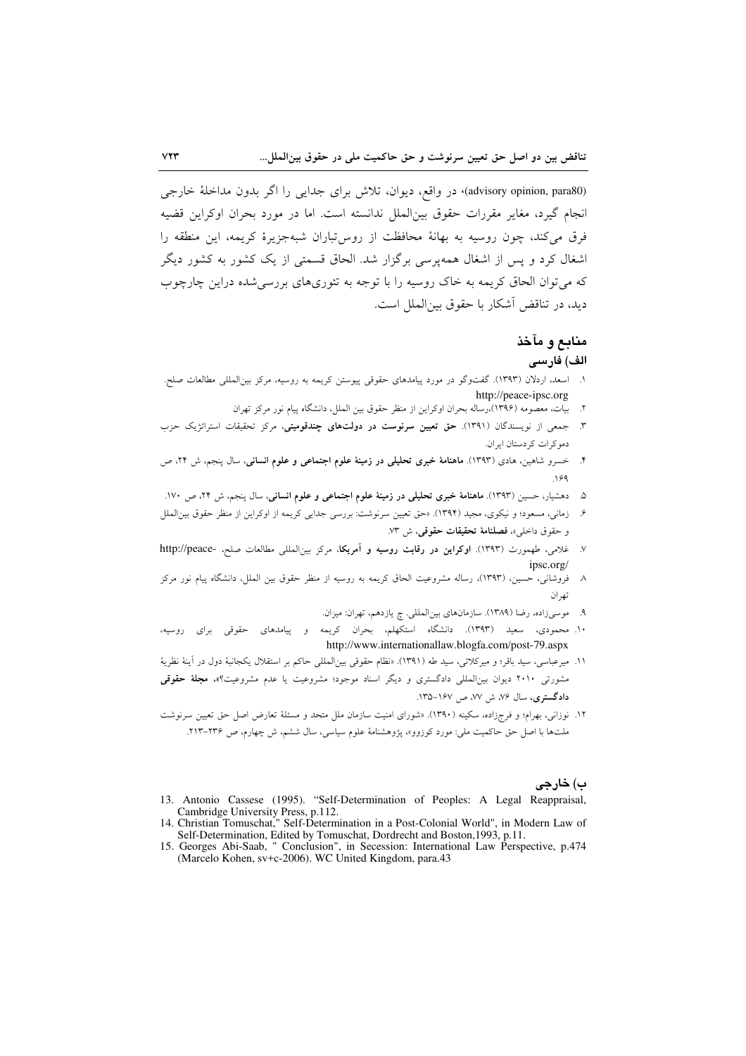(advisory opinion, para80)، در واقع، دیوان، تلاش برای جدایی را اگر بدون مداخلهٔ خارجی انجام گیرد، مغایر مقررات حقوق بین‌الملل ندانسته است. اما در مورد بحران اوکراین قضیه فرق می‌کند، چون روسیه به بهانهٔ محافظت از روس‌تباران شبه‌جزیرهٔ کریمه، این منطقه را اشغال کرد و پس از اشغال همه‌پرسی برگزار شد. الحاق قسمتی از یک کشور به کشور دیگر که می‌توان الحاق کریمه به خاک روسیه را با توجه به تئوری‌های بررسی‌شده دراین چارچوب دید، در تناقض آشکار با حقوق بین‌الملل است.

## منابع و مآخذ

### الف) فارسی

۱. اسعد، اردلان (۱۳۹۳). گفت‌وگو در مورد پیامدهای حقوقی پیوستن کریمه به روسیه، مرکز بین‌المللی مطالعات صلح. http://peace-ipsc.org

۲. بیات، معصومه (۱۳۹۶)،رساله بحران اوکراین از منظر حقوق بین الملل، دانشگاه پیام نور مرکز تهران

۳. جمعی از نویسندگان (۱۳۹۱). **حق تعیین سرنوشت در دولت‌های چندقومیتی**، مرکز تحقیقات استراتژیک حزب دموکرات کردستان ایران.

۴. خسرو شاهین، هادی (۱۳۹۳). **ماهنامهٔ خبری تحلیلی در زمینهٔ علوم اجتماعی و علوم انسانی**، سال پنجم، ش ۲۴، ص ۱۶۹.

۵. دهشیار، حسین (۱۳۹۳). **ماهنامهٔ خبری تحلیلی در زمینهٔ علوم اجتماعی و علوم انسانی**، سال پنجم، ش ۲۴، ص ۱۷۰.

۶. زمانی، مسعود؛ و نیکوی، مجید (۱۳۹۴). «حق تعیین سرنوشت: بررسی جدایی کریمه از اوکراین از منظر حقوق بین‌الملل و حقوق داخلی»، **فصلنامهٔ تحقیقات حقوقی**، ش ۷۳.

۷. غلامی، طهمورث (۱۳۹۳). **اوکراین در رقابت روسیه و آمریکا**، مرکز بین‌المللی مطالعات صلح، http://peace-ipsc.org/

۸. فروشانی، حسین، (۱۳۹۳)، رساله مشروعیت الحاق کریمه به روسیه از منظر حقوق بین الملل، دانشگاه پیام نور مرکز تهران

۹. موسی‌زاده، رضا (۱۳۸۹). سازمان‌های بین‌المللی. چ یازدهم، تهران: میزان.

۱۰. محمودی، سعید (۱۳۹۳). دانشگاه استکهلم، بحران کریمه و پیامدهای حقوقی برای روسیه، http://www.internationallaw.blogfa.com/post-79.aspx

۱۱. میرعباسی، سید باقر؛ و میرکلائی، سید طه (۱۳۹۱). «نظام حقوقی بین‌المللی حاکم بر استقلال یکجانبهٔ دول در آینهٔ نظریهٔ مشورتی ۲۰۱۰ دیوان بین‌المللی دادگستری و دیگر اسناد موجود؛ مشروعیت یا عدم مشروعیت؟»، **مجلهٔ حقوقی دادگستری**، سال ۷۶، ش ۷۷، ص ۱۶۷-۱۳۵.

۱۲. نوزانی، بهرام؛ و فرجزاده، سکینه (۱۳۹۰). «شورای امنیت سازمان ملل متحد و مسئلهٔ تعارض اصل حق تعیین سرنوشت ملت‌ها با اصل حق حاکمیت ملی: مورد کوزوو»، پژوهشنامهٔ علوم سیاسی، سال ششم، ش چهارم، ص ۲۳۶-۲۱۳.

### ب) خارجی

13. Antonio Cassese (1995). "Self-Determination of Peoples: A Legal Reappraisal, Cambridge University Press, p.112.

14. Christian Tomuschat," Self-Determination in a Post-Colonial World", in Modern Law of Self-Determination, Edited by Tomuschat, Dordrecht and Boston,1993, p.11.

15. Georges Abi-Saab, " Conclusion", in Secession: International Law Perspective, p.474 (Marcelo Kohen, sv+c-2006). WC United Kingdom, para.43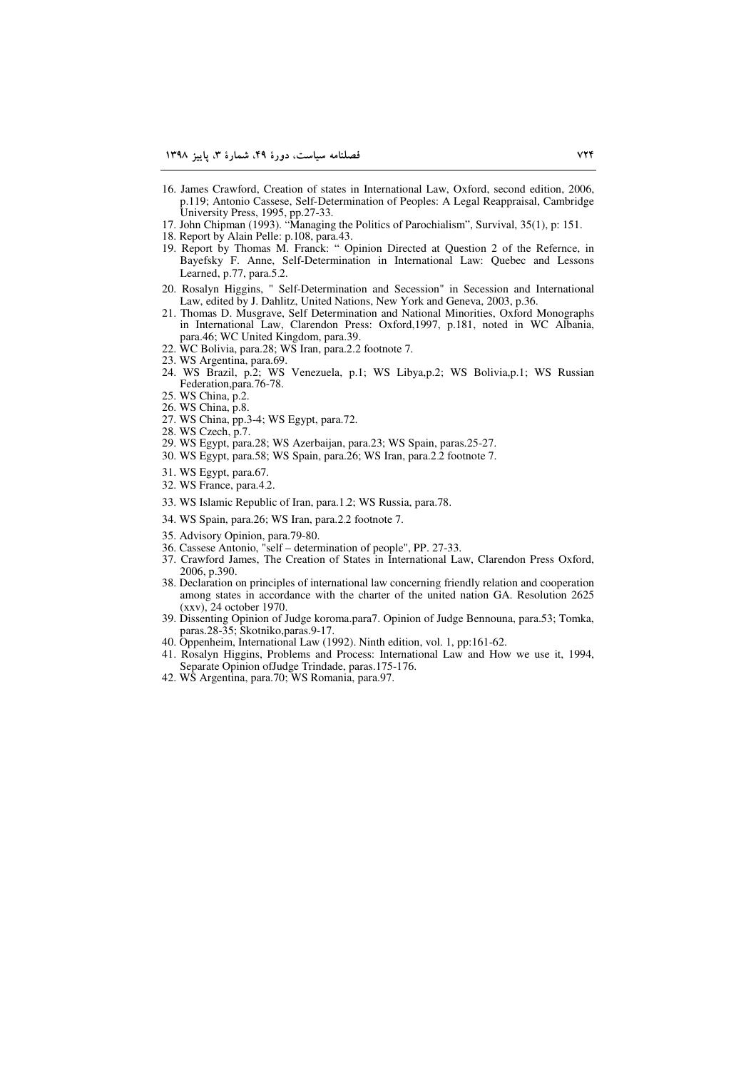16. James Crawford, Creation of states in International Law, Oxford, second edition, 2006, p.119; Antonio Cassese, Self-Determination of Peoples: A Legal Reappraisal, Cambridge University Press, 1995, pp.27-33.
17. John Chipman (1993). "Managing the Politics of Parochialism", Survival, 35(1), p: 151.
18. Report by Alain Pelle: p.108, para.43.
19. Report by Thomas M. Franck: " Opinion Directed at Question 2 of the Refernce, in Bayefsky F. Anne, Self-Determination in International Law: Quebec and Lessons Learned, p.77, para.5.2.
20. Rosalyn Higgins, " Self-Determination and Secession" in Secession and International Law, edited by J. Dahlitz, United Nations, New York and Geneva, 2003, p.36.
21. Thomas D. Musgrave, Self Determination and National Minorities, Oxford Monographs in International Law, Clarendon Press: Oxford,1997, p.181, noted in WC Albania, para.46; WC United Kingdom, para.39.
22. WC Bolivia, para.28; WS Iran, para.2.2 footnote 7.
23. WS Argentina, para.69.
24. WS Brazil, p.2; WS Venezuela, p.1; WS Libya,p.2; WS Bolivia,p.1; WS Russian Federation,para.76-78.
25. WS China, p.2.
26. WS China, p.8.
27. WS China, pp.3-4; WS Egypt, para.72.
28. WS Czech, p.7.
29. WS Egypt, para.28; WS Azerbaijan, para.23; WS Spain, paras.25-27.
30. WS Egypt, para.58; WS Spain, para.26; WS Iran, para.2.2 footnote 7.
31. WS Egypt, para.67.
32. WS France, para.4.2.
33. WS Islamic Republic of Iran, para.1.2; WS Russia, para.78.
34. WS Spain, para.26; WS Iran, para.2.2 footnote 7.
35. Advisory Opinion, para.79-80.
36. Cassese Antonio, "self – determination of people", PP. 27-33.
37. Crawford James, The Creation of States in International Law, Clarendon Press Oxford, 2006, p.390.
38. Declaration on principles of international law concerning friendly relation and cooperation among states in accordance with the charter of the united nation GA. Resolution 2625 (xxv), 24 october 1970.
39. Dissenting Opinion of Judge koroma.para7. Opinion of Judge Bennouna, para.53; Tomka, paras.28-35; Skotniko,paras.9-17.
40. Oppenheim, International Law (1992). Ninth edition, vol. 1, pp:161-62.
41. Rosalyn Higgins, Problems and Process: International Law and How we use it, 1994, Separate Opinion ofJudge Trindade, paras.175-176.
42. WS Argentina, para.70; WS Romania, para.97.